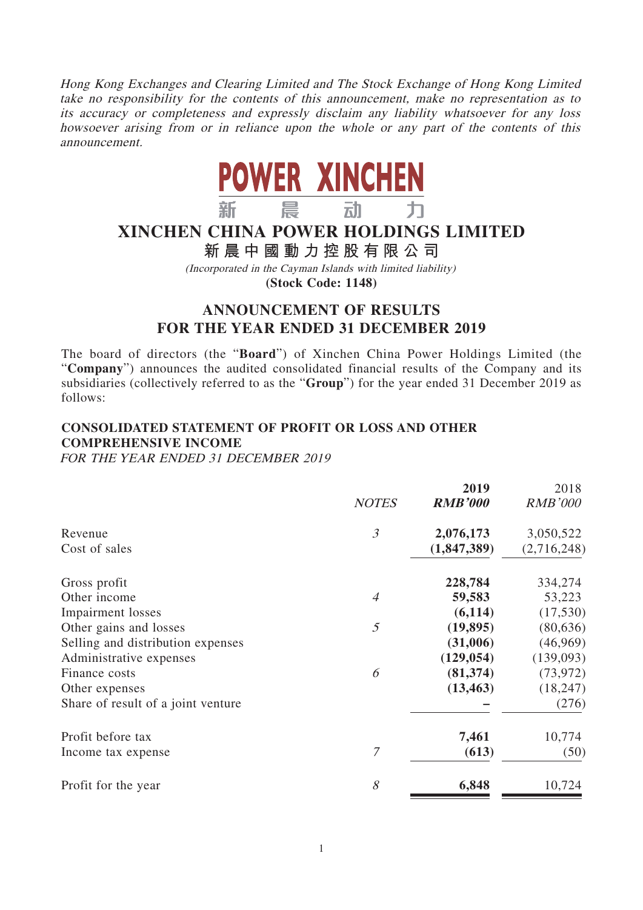*Hong Kong Exchanges and Clearing Limited and The Stock Exchange of Hong Kong Limited take no responsibility for the contents of this announcement, make no representation as to its accuracy or completeness and expressly disclaim any liability whatsoever for any loss howsoever arising from or in reliance upon the whole or any part of the contents of this announcement.*

**POWER XINCHEN**

新 晨 动 力

# XINCHEN CHINA POWER HOLDINGS LIMITED

# 新晨中國動力控股有限公司

*(Incorporated in the Cayman Islands with limited liability)*

**(Stock Code: 1148)**

## ANNOUNCEMENT OF RESULTS FOR THE YEAR ENDED 31 DECEMBER 2019

The board of directors (the "**Board**") of Xinchen China Power Holdings Limited (the "**Company**") announces the audited consolidated financial results of the Company and its subsidiaries (collectively referred to as the "**Group**") for the year ended 31 December 2019 as follows:

### CONSOLIDATED STATEMENT OF PROFIT OR LOSS AND OTHER COMPREHENSIVE INCOME

*FOR THE YEAR ENDED 31 DECEMBER 2019*

| | *NOTES* | **2019** *RMB'000* | 2018 *RMB'000* |
|---|---|---|---|
| Revenue | *3* | **2,076,173** | 3,050,522 |
| Cost of sales | | **(1,847,389)** | (2,716,248) |
| Gross profit | | **228,784** | 334,274 |
| Other income | *4* | **59,583** | 53,223 |
| Impairment losses | | **(6,114)** | (17,530) |
| Other gains and losses | *5* | **(19,895)** | (80,636) |
| Selling and distribution expenses | | **(31,006)** | (46,969) |
| Administrative expenses | | **(129,054)** | (139,093) |
| Finance costs | *6* | **(81,374)** | (73,972) |
| Other expenses | | **(13,463)** | (18,247) |
| Share of result of a joint venture | | **–** | (276) |
| Profit before tax | | **7,461** | 10,774 |
| Income tax expense | *7* | **(613)** | (50) |
| Profit for the year | *8* | **6,848** | 10,724 |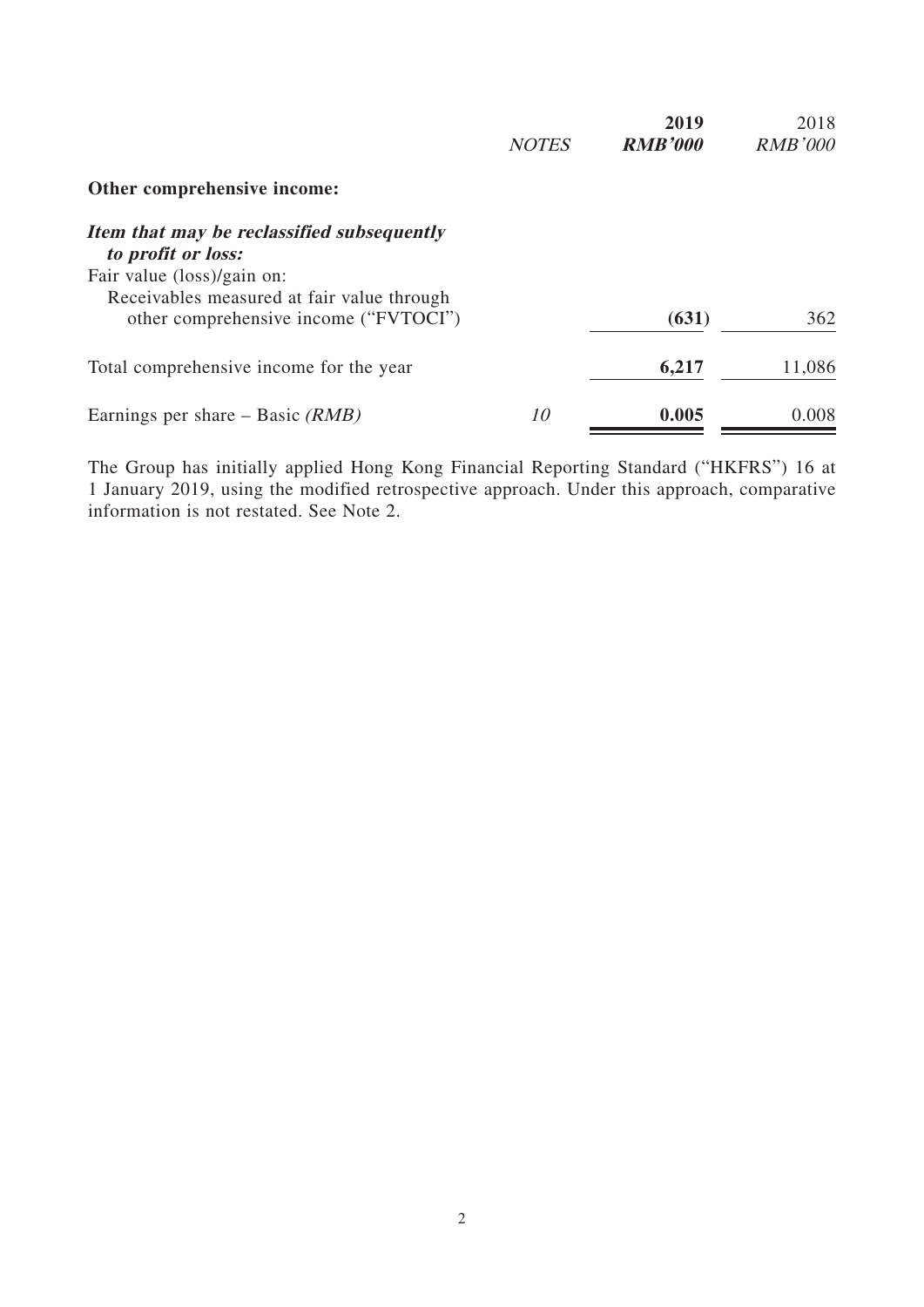| | NOTES | **2019** | 2018 |
|---|---|---|---|
| | | ***RMB'000*** | *RMB'000* |
| **Other comprehensive income:** | | | |
| ***Item that may be reclassified subsequently to profit or loss:*** | | | |
| Fair value (loss)/gain on: | | | |
| Receivables measured at fair value through other comprehensive income ("FVTOCI") | | **(631)** | 362 |
| Total comprehensive income for the year | | **6,217** | 11,086 |
| Earnings per share – Basic *(RMB)* | *10* | **0.005** | 0.008 |

The Group has initially applied Hong Kong Financial Reporting Standard ("HKFRS") 16 at 1 January 2019, using the modified retrospective approach. Under this approach, comparative information is not restated. See Note 2.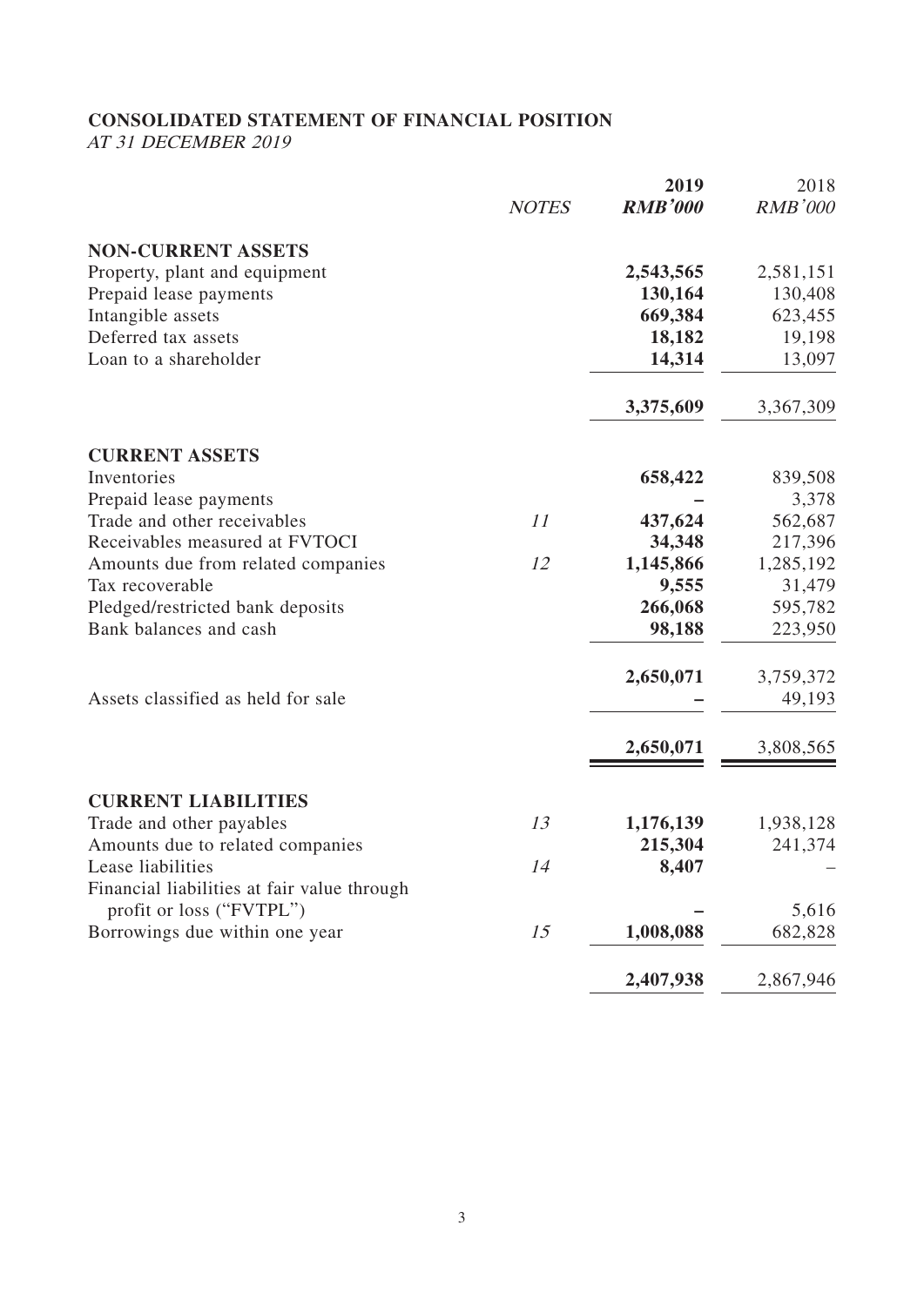# CONSOLIDATED STATEMENT OF FINANCIAL POSITION

*AT 31 DECEMBER 2019*

| | *NOTES* | **2019** | 2018 |
|---|---|---|---|
| | | ***RMB'000*** | *RMB'000* |
| **NON-CURRENT ASSETS** | | | |
| Property, plant and equipment | | **2,543,565** | 2,581,151 |
| Prepaid lease payments | | **130,164** | 130,408 |
| Intangible assets | | **669,384** | 623,455 |
| Deferred tax assets | | **18,182** | 19,198 |
| Loan to a shareholder | | **14,314** | 13,097 |
| | | **3,375,609** | 3,367,309 |
| **CURRENT ASSETS** | | | |
| Inventories | | **658,422** | 839,508 |
| Prepaid lease payments | | **–** | 3,378 |
| Trade and other receivables | *11* | **437,624** | 562,687 |
| Receivables measured at FVTOCI | | **34,348** | 217,396 |
| Amounts due from related companies | *12* | **1,145,866** | 1,285,192 |
| Tax recoverable | | **9,555** | 31,479 |
| Pledged/restricted bank deposits | | **266,068** | 595,782 |
| Bank balances and cash | | **98,188** | 223,950 |
| | | **2,650,071** | 3,759,372 |
| Assets classified as held for sale | | **–** | 49,193 |
| | | **2,650,071** | 3,808,565 |
| **CURRENT LIABILITIES** | | | |
| Trade and other payables | *13* | **1,176,139** | 1,938,128 |
| Amounts due to related companies | | **215,304** | 241,374 |
| Lease liabilities | *14* | **8,407** | – |
| Financial liabilities at fair value through profit or loss ("FVTPL") | | **–** | 5,616 |
| Borrowings due within one year | *15* | **1,008,088** | 682,828 |
| | | **2,407,938** | 2,867,946 |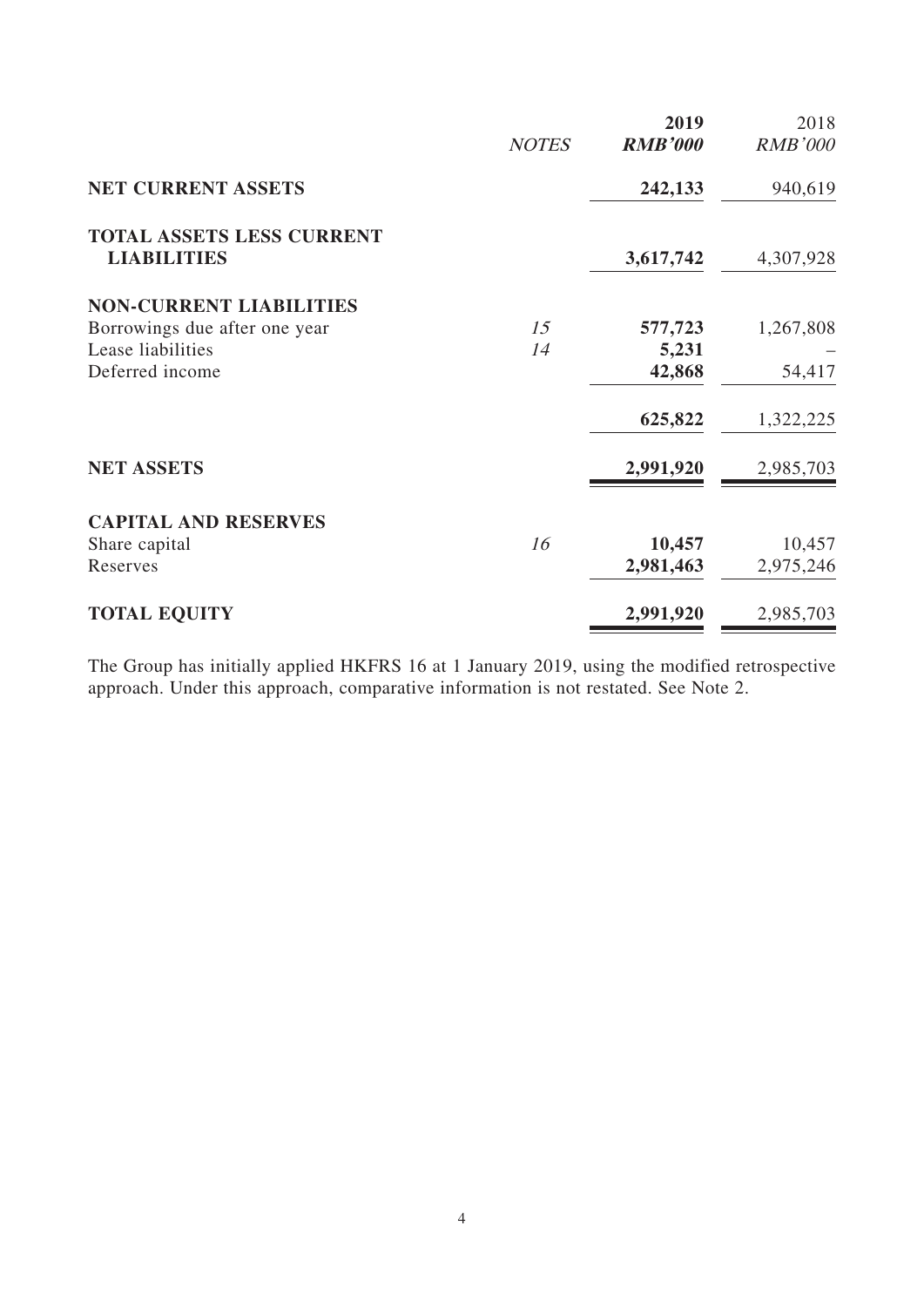| | NOTES | 2019 RMB'000 | 2018 RMB'000 |
|---|---|---|---|
| **NET CURRENT ASSETS** | | **242,133** | 940,619 |
| **TOTAL ASSETS LESS CURRENT LIABILITIES** | | **3,617,742** | 4,307,928 |
| **NON-CURRENT LIABILITIES** | | | |
| Borrowings due after one year | 15 | **577,723** | 1,267,808 |
| Lease liabilities | 14 | **5,231** | – |
| Deferred income | | **42,868** | 54,417 |
| | | **625,822** | 1,322,225 |
| **NET ASSETS** | | **2,991,920** | 2,985,703 |
| **CAPITAL AND RESERVES** | | | |
| Share capital | 16 | **10,457** | 10,457 |
| Reserves | | **2,981,463** | 2,975,246 |
| **TOTAL EQUITY** | | **2,991,920** | 2,985,703 |

The Group has initially applied HKFRS 16 at 1 January 2019, using the modified retrospective approach. Under this approach, comparative information is not restated. See Note 2.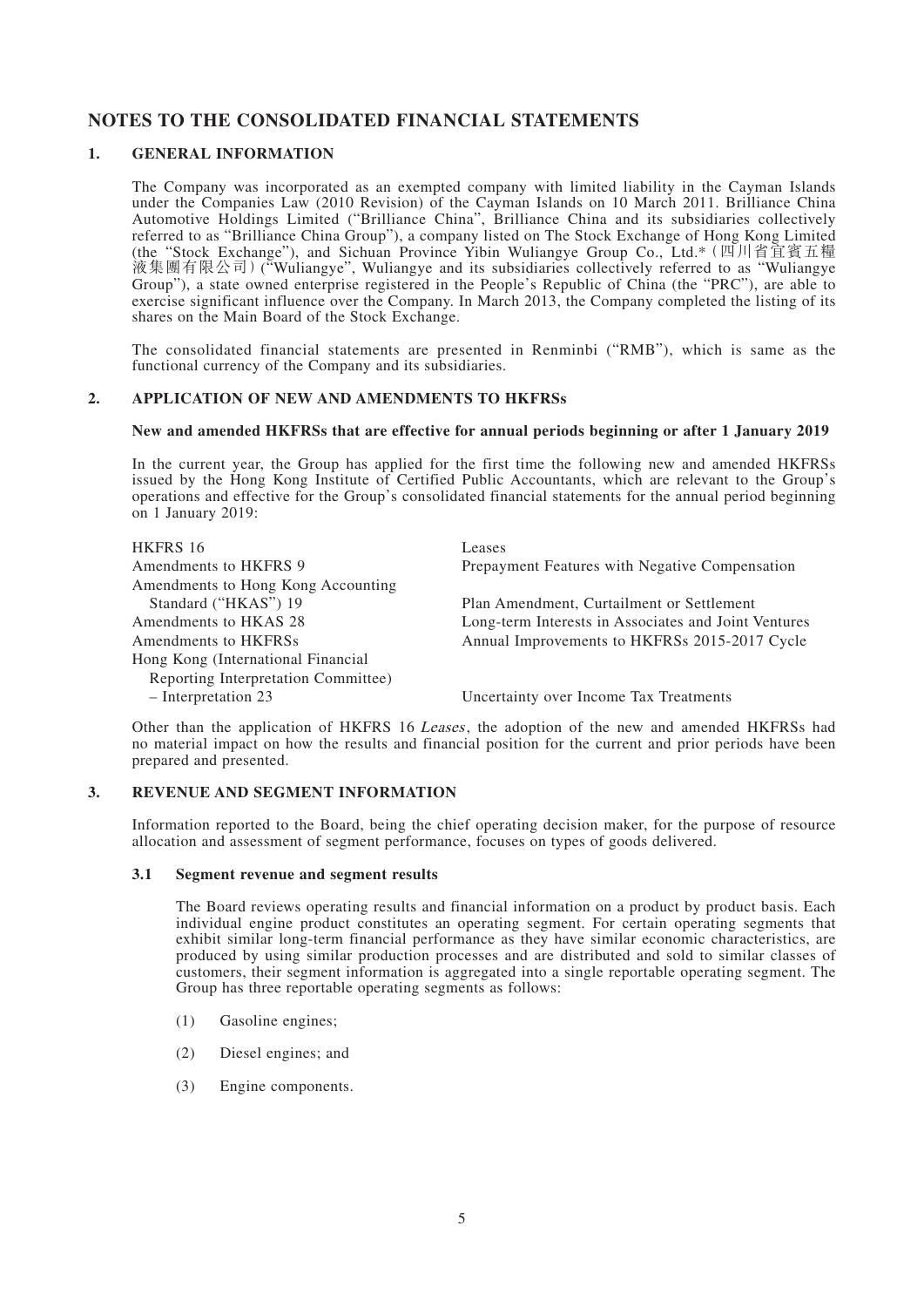# NOTES TO THE CONSOLIDATED FINANCIAL STATEMENTS

## 1. GENERAL INFORMATION

The Company was incorporated as an exempted company with limited liability in the Cayman Islands under the Companies Law (2010 Revision) of the Cayman Islands on 10 March 2011. Brilliance China Automotive Holdings Limited ("Brilliance China", Brilliance China and its subsidiaries collectively referred to as "Brilliance China Group"), a company listed on The Stock Exchange of Hong Kong Limited (the "Stock Exchange"), and Sichuan Province Yibin Wuliangye Group Co., Ltd.*（四川省宜賓五糧液集團有限公司）("Wuliangye", Wuliangye and its subsidiaries collectively referred to as "Wuliangye Group"), a state owned enterprise registered in the People's Republic of China (the "PRC"), are able to exercise significant influence over the Company. In March 2013, the Company completed the listing of its shares on the Main Board of the Stock Exchange.

The consolidated financial statements are presented in Renminbi ("RMB"), which is same as the functional currency of the Company and its subsidiaries.

## 2. APPLICATION OF NEW AND AMENDMENTS TO HKFRSs

**New and amended HKFRSs that are effective for annual periods beginning or after 1 January 2019**

In the current year, the Group has applied for the first time the following new and amended HKFRSs issued by the Hong Kong Institute of Certified Public Accountants, which are relevant to the Group's operations and effective for the Group's consolidated financial statements for the annual period beginning on 1 January 2019:

| | |
|---|---|
| HKFRS 16 | Leases |
| Amendments to HKFRS 9 | Prepayment Features with Negative Compensation |
| Amendments to Hong Kong Accounting Standard ("HKAS") 19 | Plan Amendment, Curtailment or Settlement |
| Amendments to HKAS 28 | Long-term Interests in Associates and Joint Ventures |
| Amendments to HKFRSs | Annual Improvements to HKFRSs 2015-2017 Cycle |
| Hong Kong (International Financial Reporting Interpretation Committee) – Interpretation 23 | Uncertainty over Income Tax Treatments |

Other than the application of HKFRS 16 *Leases*, the adoption of the new and amended HKFRSs had no material impact on how the results and financial position for the current and prior periods have been prepared and presented.

## 3. REVENUE AND SEGMENT INFORMATION

Information reported to the Board, being the chief operating decision maker, for the purpose of resource allocation and assessment of segment performance, focuses on types of goods delivered.

### 3.1 Segment revenue and segment results

The Board reviews operating results and financial information on a product by product basis. Each individual engine product constitutes an operating segment. For certain operating segments that exhibit similar long-term financial performance as they have similar economic characteristics, are produced by using similar production processes and are distributed and sold to similar classes of customers, their segment information is aggregated into a single reportable operating segment. The Group has three reportable operating segments as follows:

(1) Gasoline engines;

(2) Diesel engines; and

(3) Engine components.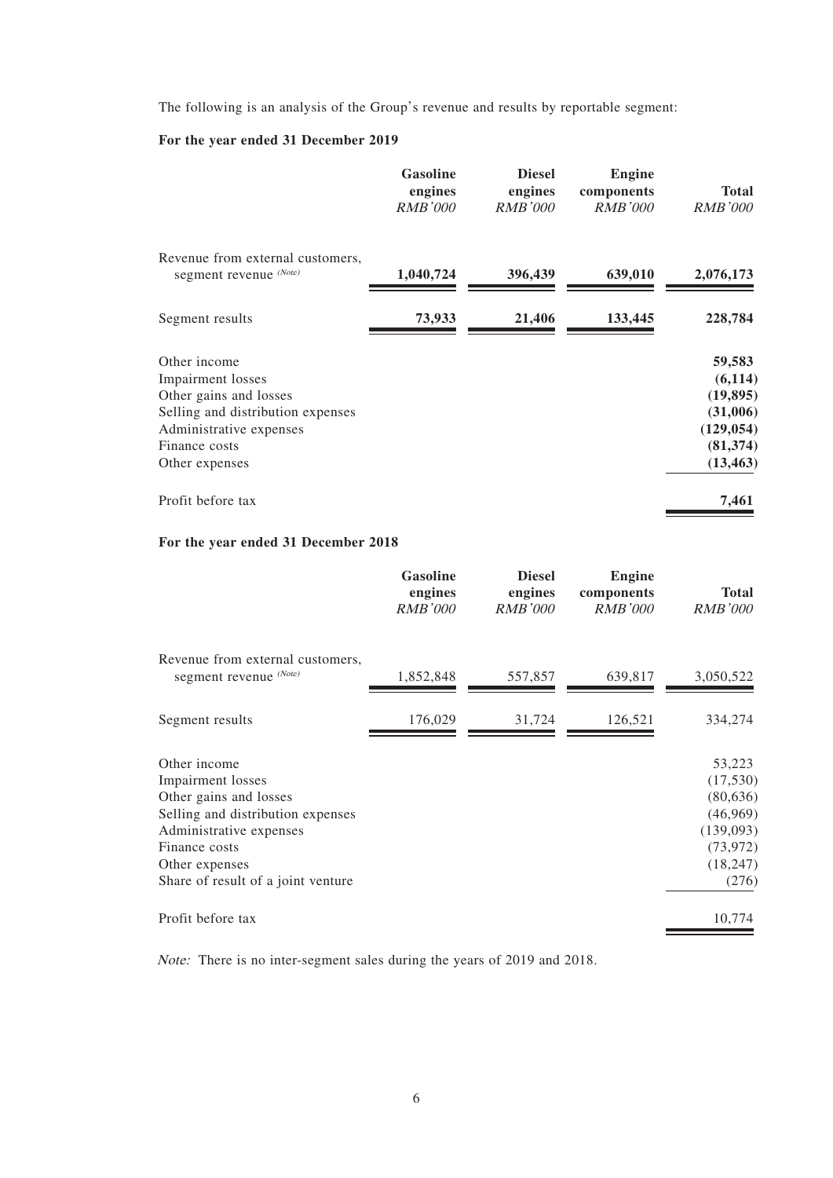The following is an analysis of the Group's revenue and results by reportable segment:

**For the year ended 31 December 2019**

| | Gasoline engines | Diesel engines | Engine components | Total |
|---|---|---|---|---|
| | *RMB'000* | *RMB'000* | *RMB'000* | *RMB'000* |
| Revenue from external customers, segment revenue [(Note)] | **1,040,724** | **396,439** | **639,010** | **2,076,173** |
| Segment results | **73,933** | **21,406** | **133,445** | **228,784** |
| Other income | | | | **59,583** |
| Impairment losses | | | | **(6,114)** |
| Other gains and losses | | | | **(19,895)** |
| Selling and distribution expenses | | | | **(31,006)** |
| Administrative expenses | | | | **(129,054)** |
| Finance costs | | | | **(81,374)** |
| Other expenses | | | | **(13,463)** |
| Profit before tax | | | | **7,461** |

**For the year ended 31 December 2018**

| | Gasoline engines | Diesel engines | Engine components | Total |
|---|---|---|---|---|
| | *RMB'000* | *RMB'000* | *RMB'000* | *RMB'000* |
| Revenue from external customers, segment revenue [(Note)] | 1,852,848 | 557,857 | 639,817 | 3,050,522 |
| Segment results | 176,029 | 31,724 | 126,521 | 334,274 |
| Other income | | | | 53,223 |
| Impairment losses | | | | (17,530) |
| Other gains and losses | | | | (80,636) |
| Selling and distribution expenses | | | | (46,969) |
| Administrative expenses | | | | (139,093) |
| Finance costs | | | | (73,972) |
| Other expenses | | | | (18,247) |
| Share of result of a joint venture | | | | (276) |
| Profit before tax | | | | 10,774 |

*Note:* There is no inter-segment sales during the years of 2019 and 2018.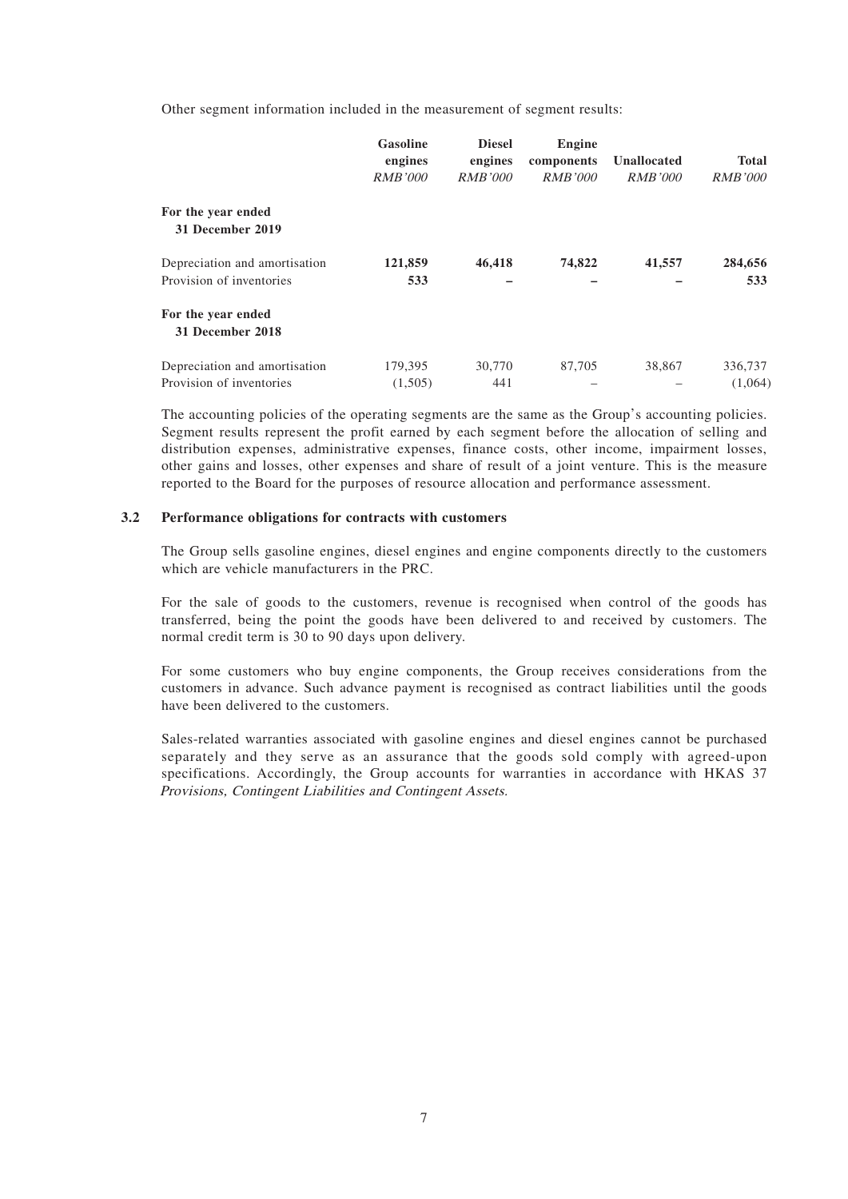Other segment information included in the measurement of segment results:

| | Gasoline engines | Diesel engines | Engine components | Unallocated | Total |
|---|---|---|---|---|---|
| | *RMB'000* | *RMB'000* | *RMB'000* | *RMB'000* | *RMB'000* |
| **For the year ended 31 December 2019** | | | | | |
| Depreciation and amortisation | **121,859** | **46,418** | **74,822** | **41,557** | **284,656** |
| Provision of inventories | **533** | **–** | **–** | **–** | **533** |
| **For the year ended 31 December 2018** | | | | | |
| Depreciation and amortisation | 179,395 | 30,770 | 87,705 | 38,867 | 336,737 |
| Provision of inventories | (1,505) | 441 | – | – | (1,064) |

The accounting policies of the operating segments are the same as the Group's accounting policies. Segment results represent the profit earned by each segment before the allocation of selling and distribution expenses, administrative expenses, finance costs, other income, impairment losses, other gains and losses, other expenses and share of result of a joint venture. This is the measure reported to the Board for the purposes of resource allocation and performance assessment.

### 3.2 Performance obligations for contracts with customers

The Group sells gasoline engines, diesel engines and engine components directly to the customers which are vehicle manufacturers in the PRC.

For the sale of goods to the customers, revenue is recognised when control of the goods has transferred, being the point the goods have been delivered to and received by customers. The normal credit term is 30 to 90 days upon delivery.

For some customers who buy engine components, the Group receives considerations from the customers in advance. Such advance payment is recognised as contract liabilities until the goods have been delivered to the customers.

Sales-related warranties associated with gasoline engines and diesel engines cannot be purchased separately and they serve as an assurance that the goods sold comply with agreed-upon specifications. Accordingly, the Group accounts for warranties in accordance with HKAS 37 *Provisions, Contingent Liabilities and Contingent Assets*.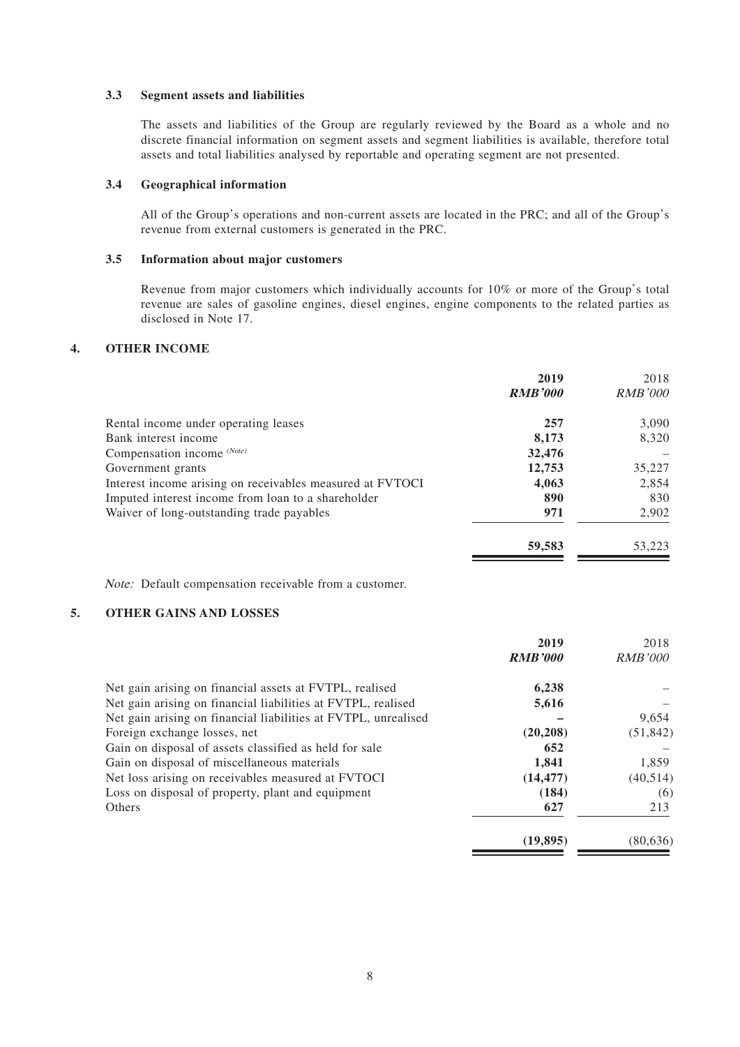### 3.3 Segment assets and liabilities

The assets and liabilities of the Group are regularly reviewed by the Board as a whole and no discrete financial information on segment assets and segment liabilities is available, therefore total assets and total liabilities analysed by reportable and operating segment are not presented.

### 3.4 Geographical information

All of the Group's operations and non-current assets are located in the PRC; and all of the Group's revenue from external customers is generated in the PRC.

### 3.5 Information about major customers

Revenue from major customers which individually accounts for 10% or more of the Group's total revenue are sales of gasoline engines, diesel engines, engine components to the related parties as disclosed in Note 17.

## 4. OTHER INCOME

| | **2019** | 2018 |
|---|---|---|
| | ***RMB'000*** | *RMB'000* |
| Rental income under operating leases | **257** | 3,090 |
| Bank interest income | **8,173** | 8,320 |
| Compensation income [(Note)] | **32,476** | – |
| Government grants | **12,753** | 35,227 |
| Interest income arising on receivables measured at FVTOCI | **4,063** | 2,854 |
| Imputed interest income from loan to a shareholder | **890** | 830 |
| Waiver of long-outstanding trade payables | **971** | 2,902 |
| | **59,583** | 53,223 |

*Note:* Default compensation receivable from a customer.

## 5. OTHER GAINS AND LOSSES

| | **2019** | 2018 |
|---|---|---|
| | ***RMB'000*** | *RMB'000* |
| Net gain arising on financial assets at FVTPL, realised | **6,238** | – |
| Net gain arising on financial liabilities at FVTPL, realised | **5,616** | – |
| Net gain arising on financial liabilities at FVTPL, unrealised | **–** | 9,654 |
| Foreign exchange losses, net | **(20,208)** | (51,842) |
| Gain on disposal of assets classified as held for sale | **652** | – |
| Gain on disposal of miscellaneous materials | **1,841** | 1,859 |
| Net loss arising on receivables measured at FVTOCI | **(14,477)** | (40,514) |
| Loss on disposal of property, plant and equipment | **(184)** | (6) |
| Others | **627** | 213 |
| | **(19,895)** | (80,636) |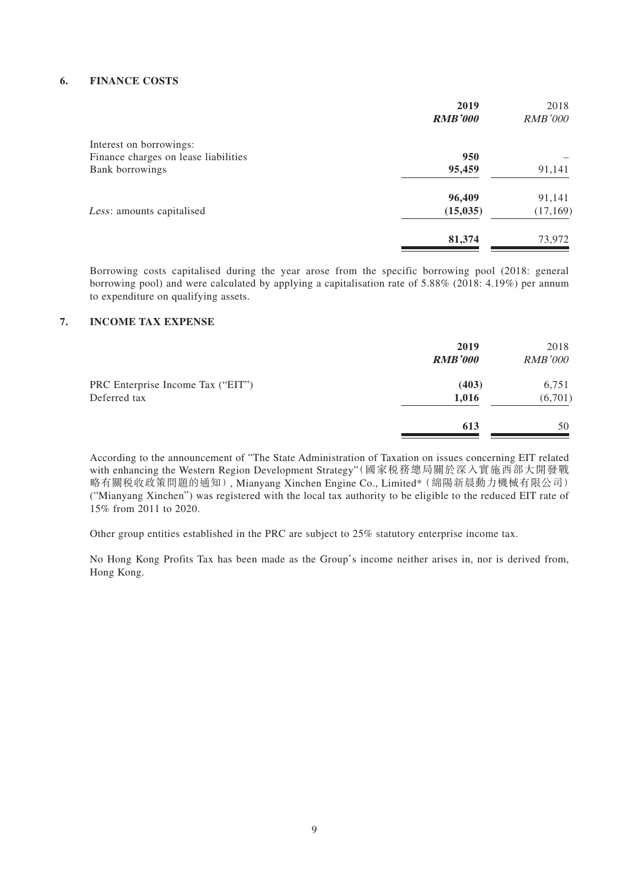## 6. FINANCE COSTS

| | **2019** | 2018 |
|---|---|---|
| | ***RMB'000*** | *RMB'000* |
| Interest on borrowings: | | |
| Finance charges on lease liabilities | **950** | – |
| Bank borrowings | **95,459** | 91,141 |
| | **96,409** | 91,141 |
| *Less*: amounts capitalised | **(15,035)** | (17,169) |
| | **81,374** | 73,972 |

Borrowing costs capitalised during the year arose from the specific borrowing pool (2018: general borrowing pool) and were calculated by applying a capitalisation rate of 5.88% (2018: 4.19%) per annum to expenditure on qualifying assets.

## 7. INCOME TAX EXPENSE

| | **2019** | 2018 |
|---|---|---|
| | ***RMB'000*** | *RMB'000* |
| PRC Enterprise Income Tax ("EIT") | **(403)** | 6,751 |
| Deferred tax | **1,016** | (6,701) |
| | **613** | 50 |

According to the announcement of "The State Administration of Taxation on issues concerning EIT related with enhancing the Western Region Development Strategy"(國家稅務總局關於深入實施西部大開發戰略有關稅收政策問題的通知), Mianyang Xinchen Engine Co., Limited*(綿陽新晨動力機械有限公司) ("Mianyang Xinchen") was registered with the local tax authority to be eligible to the reduced EIT rate of 15% from 2011 to 2020.

Other group entities established in the PRC are subject to 25% statutory enterprise income tax.

No Hong Kong Profits Tax has been made as the Group's income neither arises in, nor is derived from, Hong Kong.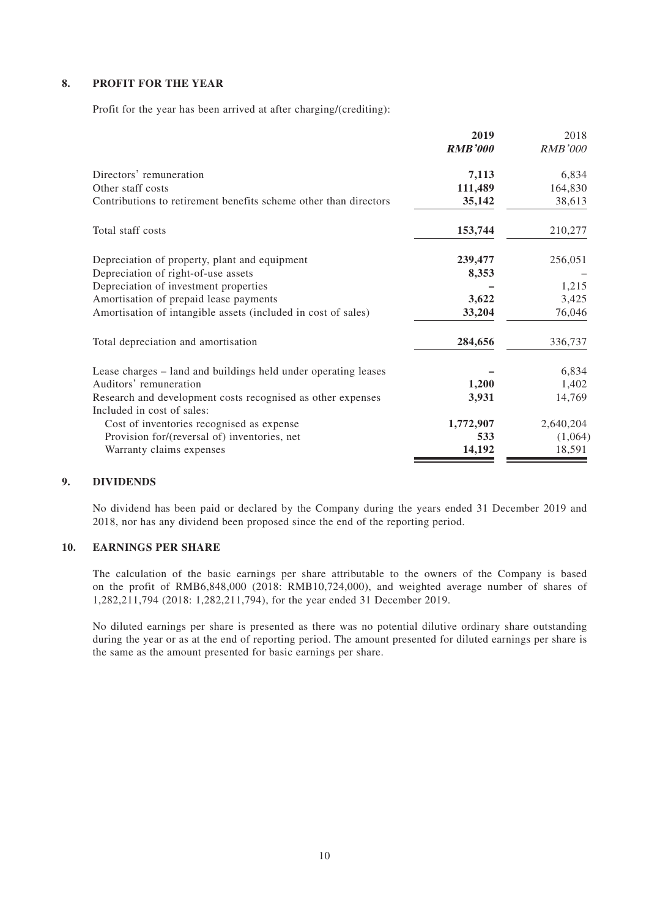## 8. PROFIT FOR THE YEAR

Profit for the year has been arrived at after charging/(crediting):

| | 2019 | 2018 |
|---|---|---|
| | ***RMB'000*** | *RMB'000* |
| Directors' remuneration | **7,113** | 6,834 |
| Other staff costs | **111,489** | 164,830 |
| Contributions to retirement benefits scheme other than directors | **35,142** | 38,613 |
| Total staff costs | **153,744** | 210,277 |
| Depreciation of property, plant and equipment | **239,477** | 256,051 |
| Depreciation of right-of-use assets | **8,353** | – |
| Depreciation of investment properties | **–** | 1,215 |
| Amortisation of prepaid lease payments | **3,622** | 3,425 |
| Amortisation of intangible assets (included in cost of sales) | **33,204** | 76,046 |
| Total depreciation and amortisation | **284,656** | 336,737 |
| Lease charges – land and buildings held under operating leases | **–** | 6,834 |
| Auditors' remuneration | **1,200** | 1,402 |
| Research and development costs recognised as other expenses | **3,931** | 14,769 |
| Included in cost of sales: | | |
| Cost of inventories recognised as expense | **1,772,907** | 2,640,204 |
| Provision for/(reversal of) inventories, net | **533** | (1,064) |
| Warranty claims expenses | **14,192** | 18,591 |

## 9. DIVIDENDS

No dividend has been paid or declared by the Company during the years ended 31 December 2019 and 2018, nor has any dividend been proposed since the end of the reporting period.

## 10. EARNINGS PER SHARE

The calculation of the basic earnings per share attributable to the owners of the Company is based on the profit of RMB6,848,000 (2018: RMB10,724,000), and weighted average number of shares of 1,282,211,794 (2018: 1,282,211,794), for the year ended 31 December 2019.

No diluted earnings per share is presented as there was no potential dilutive ordinary share outstanding during the year or as at the end of reporting period. The amount presented for diluted earnings per share is the same as the amount presented for basic earnings per share.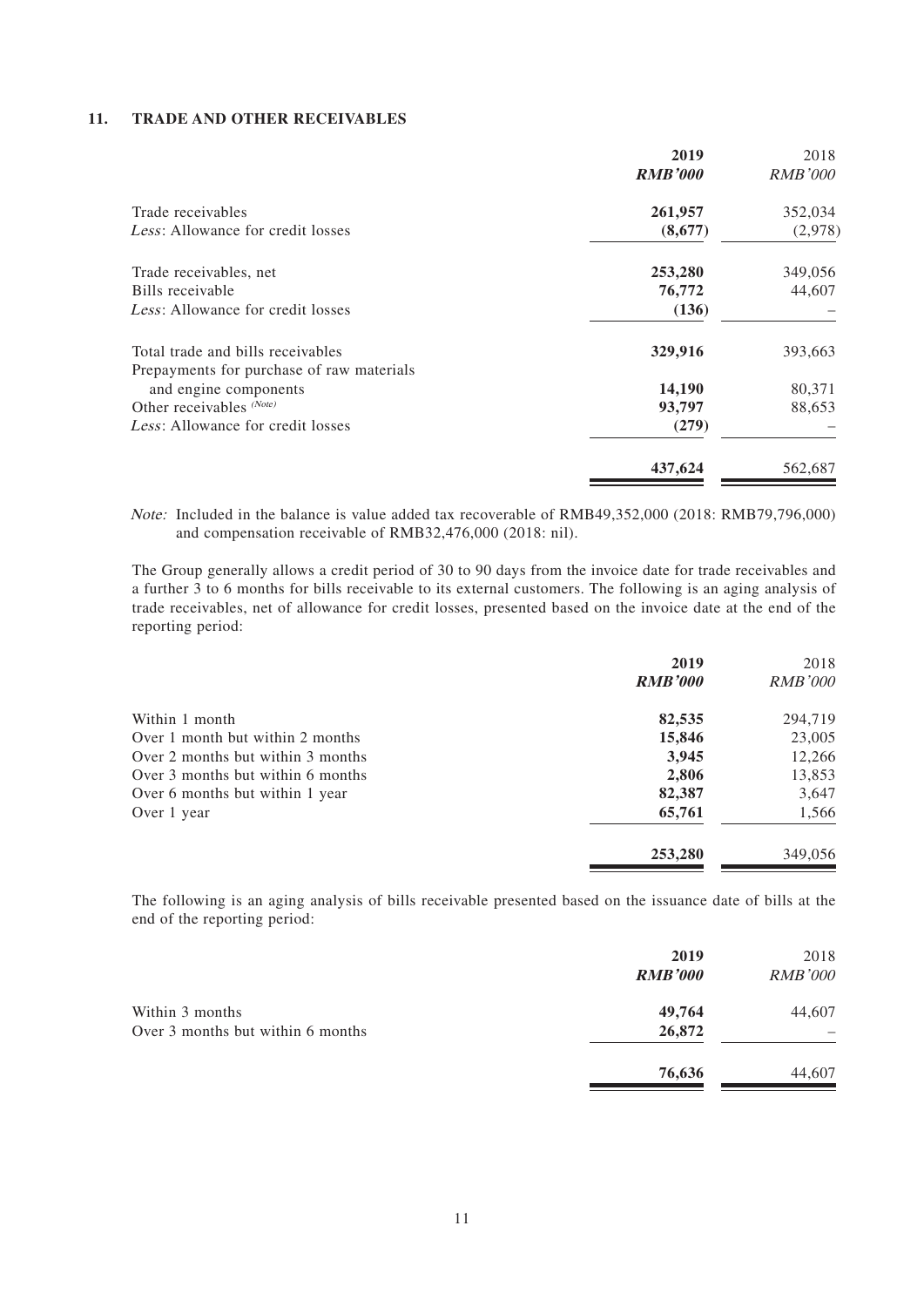## 11. TRADE AND OTHER RECEIVABLES

| | 2019 | 2018 |
|---|---|---|
| | ***RMB'000*** | *RMB'000* |
| Trade receivables | **261,957** | 352,034 |
| *Less*: Allowance for credit losses | **(8,677)** | (2,978) |
| Trade receivables, net | **253,280** | 349,056 |
| Bills receivable | **76,772** | 44,607 |
| *Less*: Allowance for credit losses | **(136)** | – |
| Total trade and bills receivables | **329,916** | 393,663 |
| Prepayments for purchase of raw materials and engine components | **14,190** | 80,371 |
| Other receivables (Note) | **93,797** | 88,653 |
| *Less*: Allowance for credit losses | **(279)** | – |
| | **437,624** | 562,687 |

*Note:* Included in the balance is value added tax recoverable of RMB49,352,000 (2018: RMB79,796,000) and compensation receivable of RMB32,476,000 (2018: nil).

The Group generally allows a credit period of 30 to 90 days from the invoice date for trade receivables and a further 3 to 6 months for bills receivable to its external customers. The following is an aging analysis of trade receivables, net of allowance for credit losses, presented based on the invoice date at the end of the reporting period:

| | 2019 | 2018 |
|---|---|---|
| | ***RMB'000*** | *RMB'000* |
| Within 1 month | **82,535** | 294,719 |
| Over 1 month but within 2 months | **15,846** | 23,005 |
| Over 2 months but within 3 months | **3,945** | 12,266 |
| Over 3 months but within 6 months | **2,806** | 13,853 |
| Over 6 months but within 1 year | **82,387** | 3,647 |
| Over 1 year | **65,761** | 1,566 |
| | **253,280** | 349,056 |

The following is an aging analysis of bills receivable presented based on the issuance date of bills at the end of the reporting period:

| | 2019 | 2018 |
|---|---|---|
| | ***RMB'000*** | *RMB'000* |
| Within 3 months | **49,764** | 44,607 |
| Over 3 months but within 6 months | **26,872** | – |
| | **76,636** | 44,607 |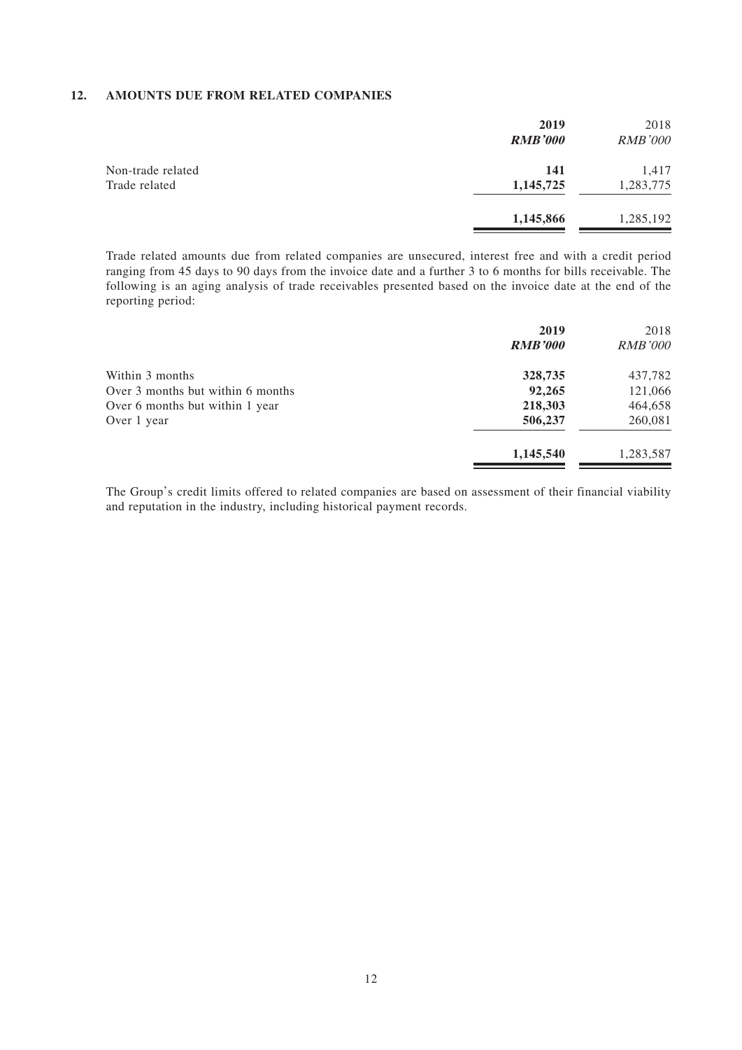## 12. AMOUNTS DUE FROM RELATED COMPANIES

| | **2019** | 2018 |
|---|---|---|
| | ***RMB'000*** | *RMB'000* |
| Non-trade related | **141** | 1,417 |
| Trade related | **1,145,725** | 1,283,775 |
| | **1,145,866** | 1,285,192 |

Trade related amounts due from related companies are unsecured, interest free and with a credit period ranging from 45 days to 90 days from the invoice date and a further 3 to 6 months for bills receivable. The following is an aging analysis of trade receivables presented based on the invoice date at the end of the reporting period:

| | **2019** | 2018 |
|---|---|---|
| | ***RMB'000*** | *RMB'000* |
| Within 3 months | **328,735** | 437,782 |
| Over 3 months but within 6 months | **92,265** | 121,066 |
| Over 6 months but within 1 year | **218,303** | 464,658 |
| Over 1 year | **506,237** | 260,081 |
| | **1,145,540** | 1,283,587 |

The Group's credit limits offered to related companies are based on assessment of their financial viability and reputation in the industry, including historical payment records.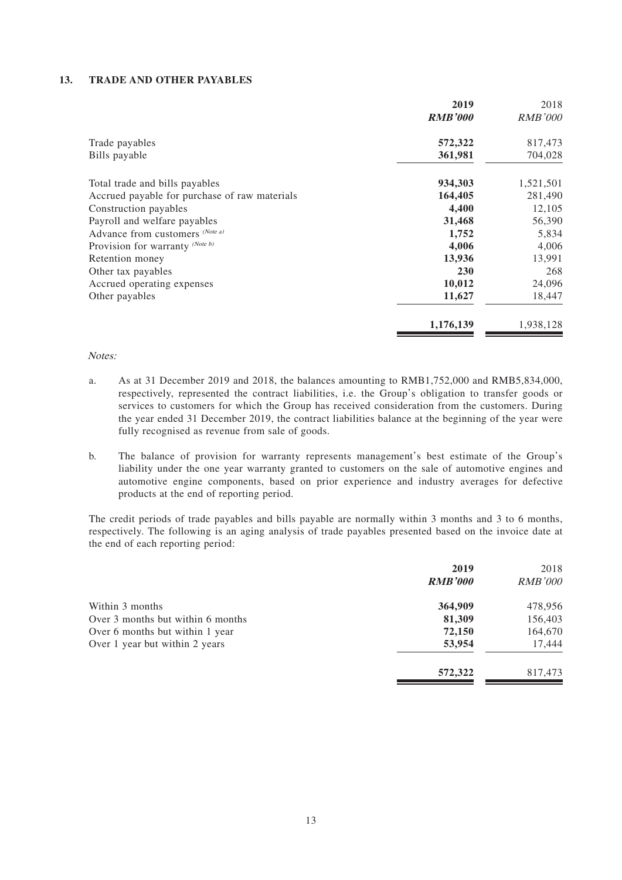### 13. TRADE AND OTHER PAYABLES

| | **2019** | 2018 |
|---|---|---|
| | ***RMB'000*** | *RMB'000* |
| Trade payables | **572,322** | 817,473 |
| Bills payable | **361,981** | 704,028 |
| Total trade and bills payables | **934,303** | 1,521,501 |
| Accrued payable for purchase of raw materials | **164,405** | 281,490 |
| Construction payables | **4,400** | 12,105 |
| Payroll and welfare payables | **31,468** | 56,390 |
| Advance from customers *(Note a)* | **1,752** | 5,834 |
| Provision for warranty *(Note b)* | **4,006** | 4,006 |
| Retention money | **13,936** | 13,991 |
| Other tax payables | **230** | 268 |
| Accrued operating expenses | **10,012** | 24,096 |
| Other payables | **11,627** | 18,447 |
| | **1,176,139** | 1,938,128 |

*Notes:*

a. As at 31 December 2019 and 2018, the balances amounting to RMB1,752,000 and RMB5,834,000, respectively, represented the contract liabilities, i.e. the Group's obligation to transfer goods or services to customers for which the Group has received consideration from the customers. During the year ended 31 December 2019, the contract liabilities balance at the beginning of the year were fully recognised as revenue from sale of goods.

b. The balance of provision for warranty represents management's best estimate of the Group's liability under the one year warranty granted to customers on the sale of automotive engines and automotive engine components, based on prior experience and industry averages for defective products at the end of reporting period.

The credit periods of trade payables and bills payable are normally within 3 months and 3 to 6 months, respectively. The following is an aging analysis of trade payables presented based on the invoice date at the end of each reporting period:

| | **2019** | 2018 |
|---|---|---|
| | ***RMB'000*** | *RMB'000* |
| Within 3 months | **364,909** | 478,956 |
| Over 3 months but within 6 months | **81,309** | 156,403 |
| Over 6 months but within 1 year | **72,150** | 164,670 |
| Over 1 year but within 2 years | **53,954** | 17,444 |
| | **572,322** | 817,473 |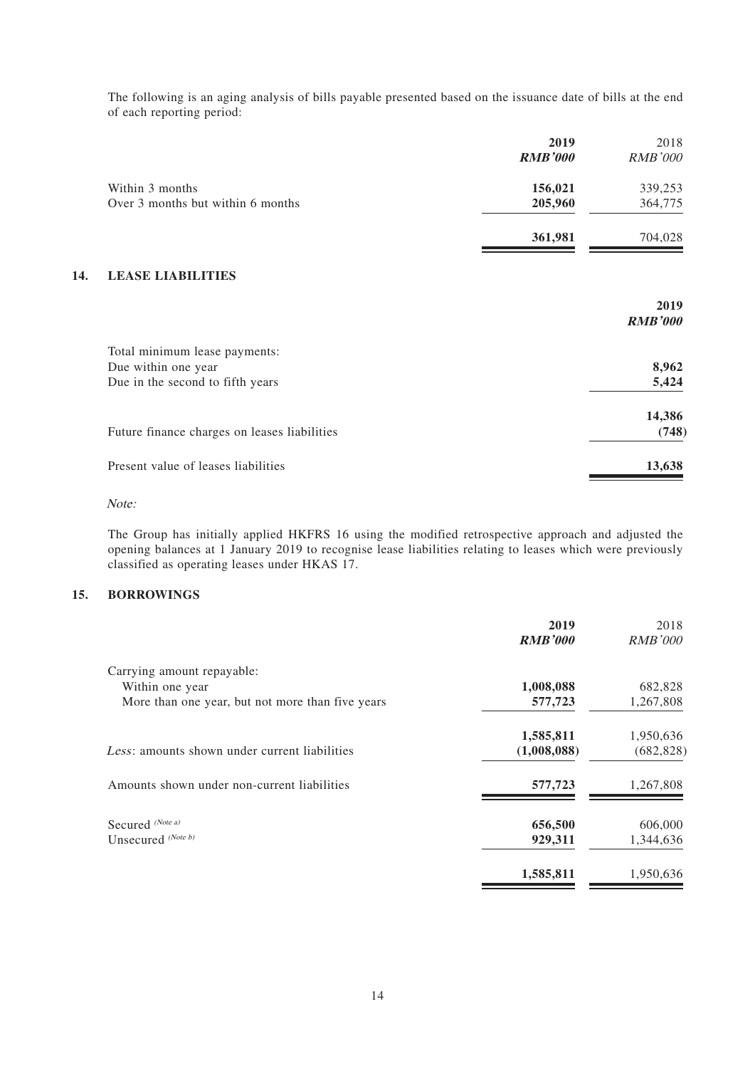The following is an aging analysis of bills payable presented based on the issuance date of bills at the end of each reporting period:

| | **2019** | 2018 |
|---|---|---|
| | ***RMB'000*** | *RMB'000* |
| Within 3 months | **156,021** | 339,253 |
| Over 3 months but within 6 months | **205,960** | 364,775 |
| | **361,981** | 704,028 |

## 14. LEASE LIABILITIES

| | **2019** |
|---|---|
| | ***RMB'000*** |
| Total minimum lease payments: | |
| Due within one year | **8,962** |
| Due in the second to fifth years | **5,424** |
| | **14,386** |
| Future finance charges on leases liabilities | **(748)** |
| Present value of leases liabilities | **13,638** |

*Note:*

The Group has initially applied HKFRS 16 using the modified retrospective approach and adjusted the opening balances at 1 January 2019 to recognise lease liabilities relating to leases which were previously classified as operating leases under HKAS 17.

## 15. BORROWINGS

| | **2019** | 2018 |
|---|---|---|
| | ***RMB'000*** | *RMB'000* |
| Carrying amount repayable: | | |
| Within one year | **1,008,088** | 682,828 |
| More than one year, but not more than five years | **577,723** | 1,267,808 |
| | **1,585,811** | 1,950,636 |
| *Less*: amounts shown under current liabilities | **(1,008,088)** | (682,828) |
| Amounts shown under non-current liabilities | **577,723** | 1,267,808 |
| Secured (Note a) | **656,500** | 606,000 |
| Unsecured (Note b) | **929,311** | 1,344,636 |
| | **1,585,811** | 1,950,636 |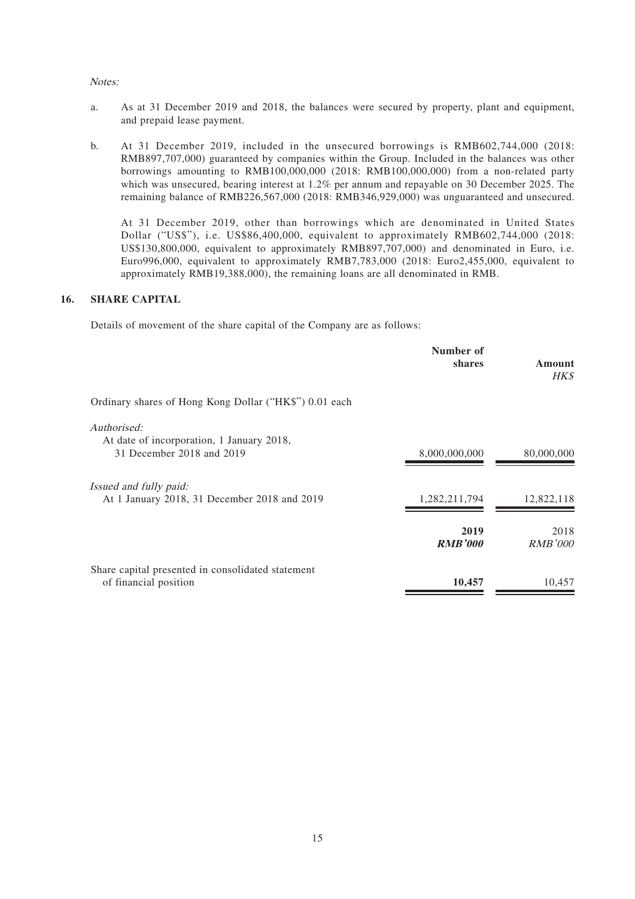*Notes:*

a. As at 31 December 2019 and 2018, the balances were secured by property, plant and equipment, and prepaid lease payment.

b. At 31 December 2019, included in the unsecured borrowings is RMB602,744,000 (2018: RMB897,707,000) guaranteed by companies within the Group. Included in the balances was other borrowings amounting to RMB100,000,000 (2018: RMB100,000,000) from a non-related party which was unsecured, bearing interest at 1.2% per annum and repayable on 30 December 2025. The remaining balance of RMB226,567,000 (2018: RMB346,929,000) was unguaranteed and unsecured.

   At 31 December 2019, other than borrowings which are denominated in United States Dollar ("US$"), i.e. US$86,400,000, equivalent to approximately RMB602,744,000 (2018: US$130,800,000, equivalent to approximately RMB897,707,000) and denominated in Euro, i.e. Euro996,000, equivalent to approximately RMB7,783,000 (2018: Euro2,455,000, equivalent to approximately RMB19,388,000), the remaining loans are all denominated in RMB.

## 16. SHARE CAPITAL

Details of movement of the share capital of the Company are as follows:

| | Number of shares | Amount *HK$* |
|---|---|---|
| Ordinary shares of Hong Kong Dollar ("HK$") 0.01 each | | |
| *Authorised:* | | |
| At date of incorporation, 1 January 2018, 31 December 2018 and 2019 | 8,000,000,000 | 80,000,000 |
| *Issued and fully paid:* | | |
| At 1 January 2018, 31 December 2018 and 2019 | 1,282,211,794 | 12,822,118 |

| | **2019** ***RMB'000*** | 2018 *RMB'000* |
|---|---|---|
| Share capital presented in consolidated statement of financial position | **10,457** | 10,457 |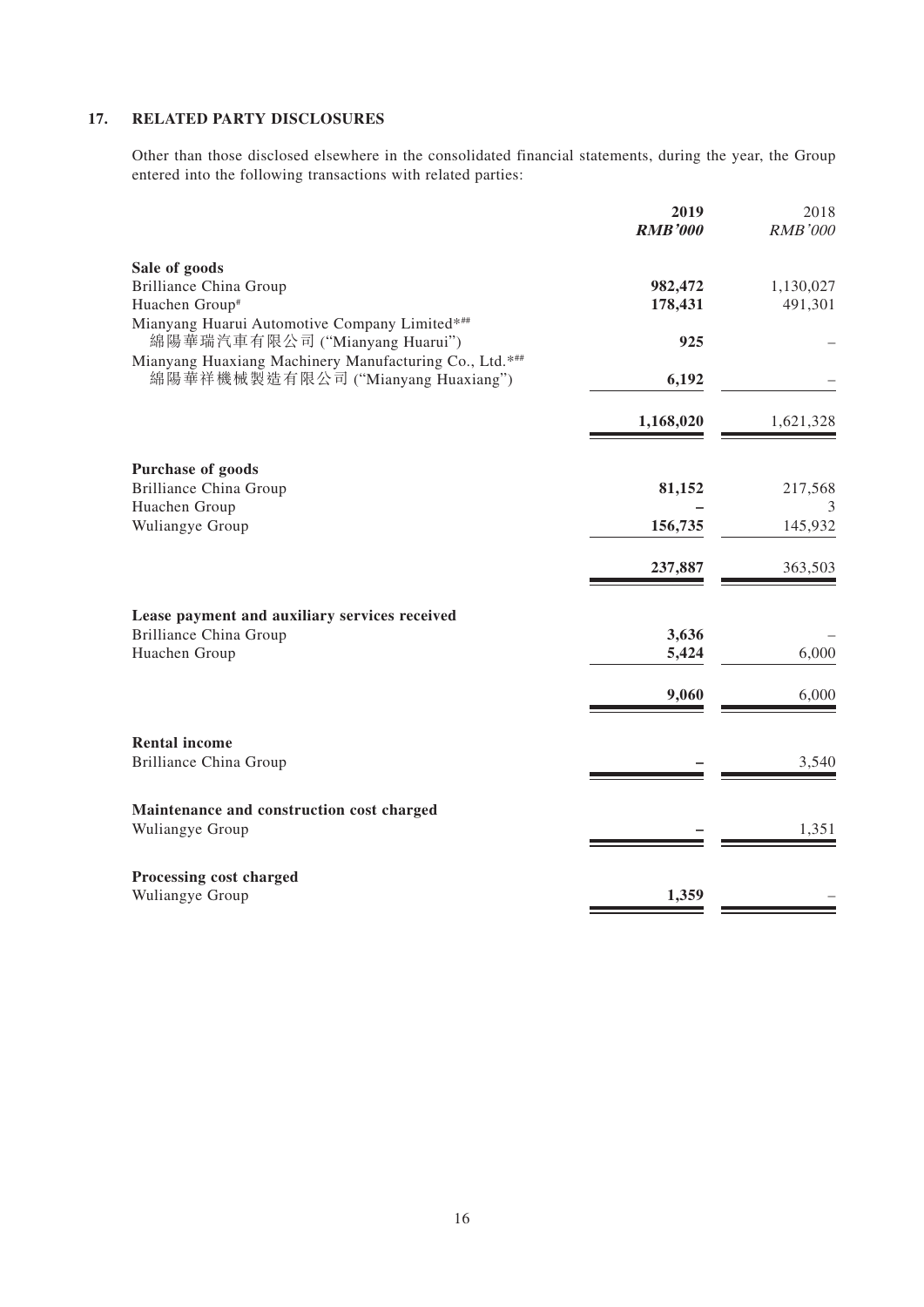## 17. RELATED PARTY DISCLOSURES

Other than those disclosed elsewhere in the consolidated financial statements, during the year, the Group entered into the following transactions with related parties:

| | 2019 | 2018 |
|---|---|---|
| | ***RMB'000*** | *RMB'000* |
| **Sale of goods** | | |
| Brilliance China Group | **982,472** | 1,130,027 |
| Huachen Group# | **178,431** | 491,301 |
| Mianyang Huarui Automotive Company Limited*## 綿陽華瑞汽車有限公司 ("Mianyang Huarui") | **925** | – |
| Mianyang Huaxiang Machinery Manufacturing Co., Ltd.*## 綿陽華祥機械製造有限公司 ("Mianyang Huaxiang") | **6,192** | – |
| | **1,168,020** | 1,621,328 |
| **Purchase of goods** | | |
| Brilliance China Group | **81,152** | 217,568 |
| Huachen Group | **–** | 3 |
| Wuliangye Group | **156,735** | 145,932 |
| | **237,887** | 363,503 |
| **Lease payment and auxiliary services received** | | |
| Brilliance China Group | **3,636** | – |
| Huachen Group | **5,424** | 6,000 |
| | **9,060** | 6,000 |
| **Rental income** | | |
| Brilliance China Group | **–** | 3,540 |
| **Maintenance and construction cost charged** | | |
| Wuliangye Group | **–** | 1,351 |
| **Processing cost charged** | | |
| Wuliangye Group | **1,359** | – |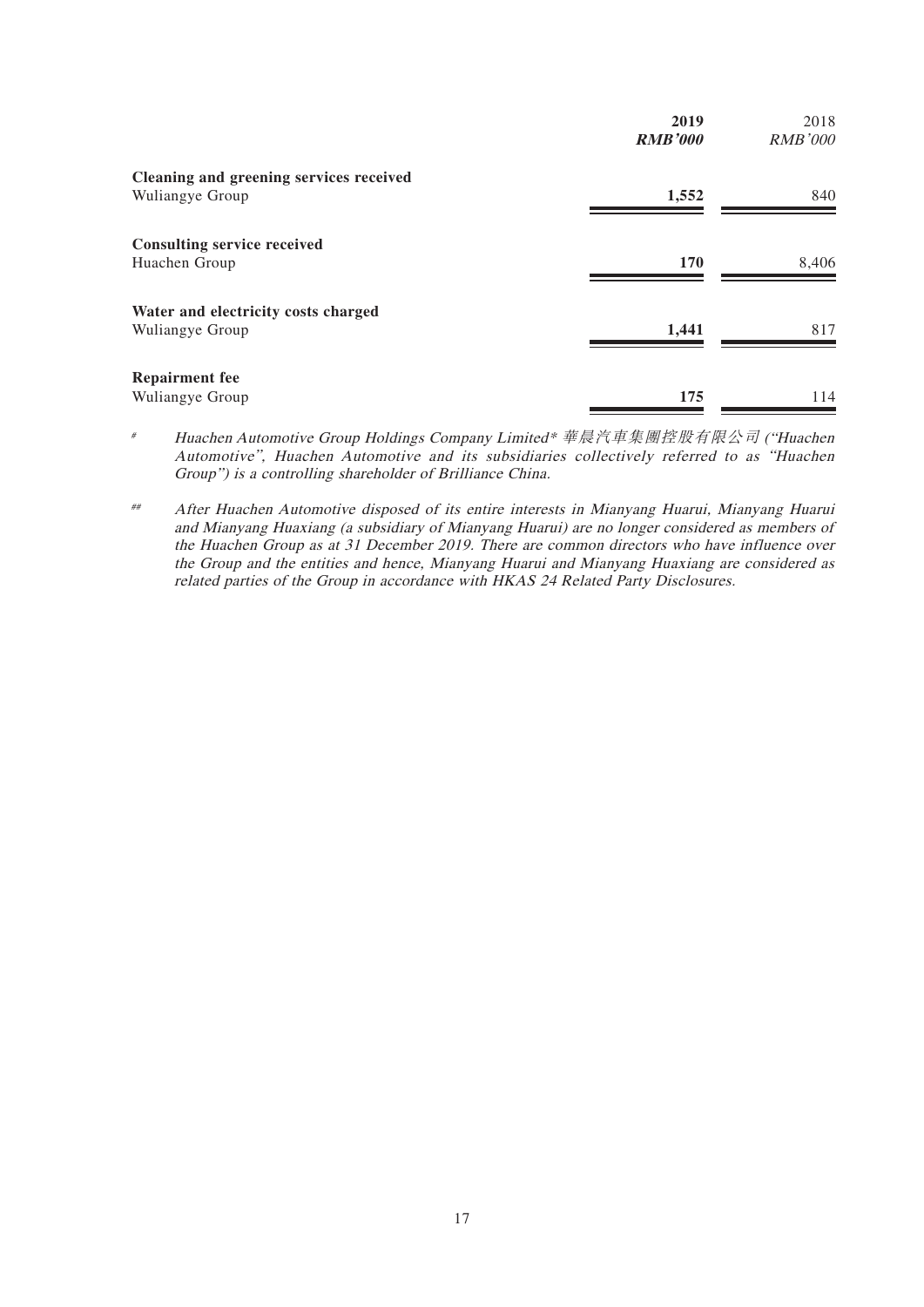| | **2019** | 2018 |
|---|---|---|
| | ***RMB'000*** | *RMB'000* |
| **Cleaning and greening services received** | | |
| Wuliangye Group | **1,552** | 840 |
| **Consulting service received** | | |
| Huachen Group | **170** | 8,406 |
| **Water and electricity costs charged** | | |
| Wuliangye Group | **1,441** | 817 |
| **Repairment fee** | | |
| Wuliangye Group | **175** | 114 |

\# *Huachen Automotive Group Holdings Company Limited\* 華晨汽車集團控股有限公司 ("Huachen Automotive", Huachen Automotive and its subsidiaries collectively referred to as "Huachen Group") is a controlling shareholder of Brilliance China.*

\## *After Huachen Automotive disposed of its entire interests in Mianyang Huarui, Mianyang Huarui and Mianyang Huaxiang (a subsidiary of Mianyang Huarui) are no longer considered as members of the Huachen Group as at 31 December 2019. There are common directors who have influence over the Group and the entities and hence, Mianyang Huarui and Mianyang Huaxiang are considered as related parties of the Group in accordance with HKAS 24 Related Party Disclosures.*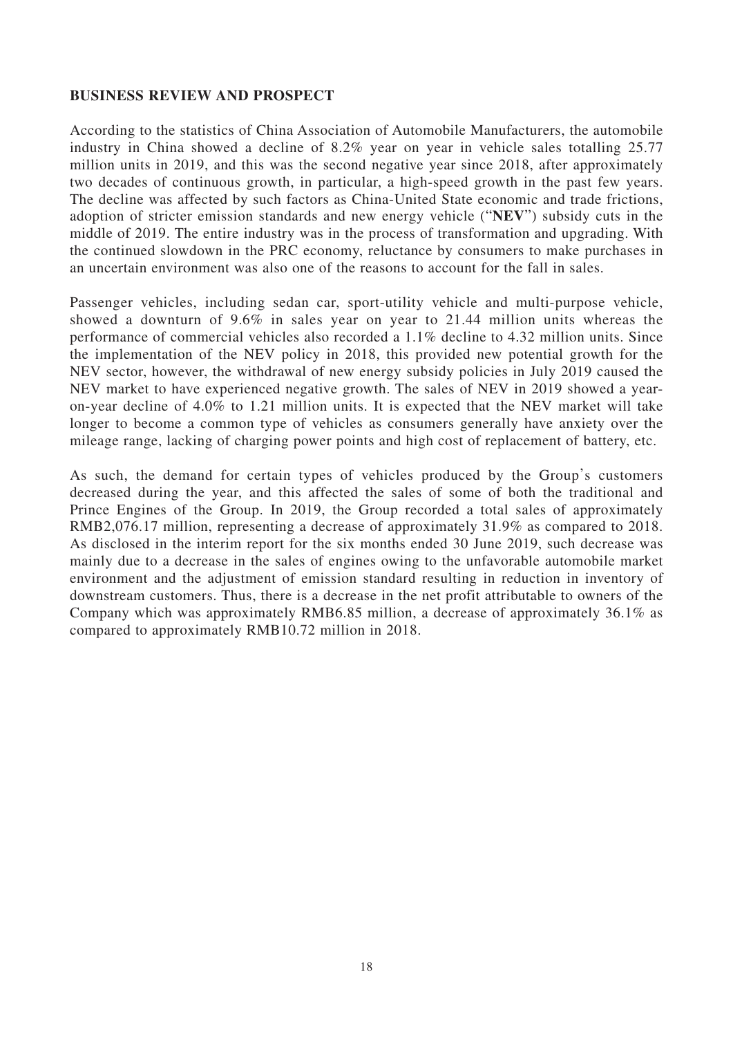## BUSINESS REVIEW AND PROSPECT

According to the statistics of China Association of Automobile Manufacturers, the automobile industry in China showed a decline of 8.2% year on year in vehicle sales totalling 25.77 million units in 2019, and this was the second negative year since 2018, after approximately two decades of continuous growth, in particular, a high-speed growth in the past few years. The decline was affected by such factors as China-United State economic and trade frictions, adoption of stricter emission standards and new energy vehicle ("**NEV**") subsidy cuts in the middle of 2019. The entire industry was in the process of transformation and upgrading. With the continued slowdown in the PRC economy, reluctance by consumers to make purchases in an uncertain environment was also one of the reasons to account for the fall in sales.

Passenger vehicles, including sedan car, sport-utility vehicle and multi-purpose vehicle, showed a downturn of 9.6% in sales year on year to 21.44 million units whereas the performance of commercial vehicles also recorded a 1.1% decline to 4.32 million units. Since the implementation of the NEV policy in 2018, this provided new potential growth for the NEV sector, however, the withdrawal of new energy subsidy policies in July 2019 caused the NEV market to have experienced negative growth. The sales of NEV in 2019 showed a year-on-year decline of 4.0% to 1.21 million units. It is expected that the NEV market will take longer to become a common type of vehicles as consumers generally have anxiety over the mileage range, lacking of charging power points and high cost of replacement of battery, etc.

As such, the demand for certain types of vehicles produced by the Group's customers decreased during the year, and this affected the sales of some of both the traditional and Prince Engines of the Group. In 2019, the Group recorded a total sales of approximately RMB2,076.17 million, representing a decrease of approximately 31.9% as compared to 2018. As disclosed in the interim report for the six months ended 30 June 2019, such decrease was mainly due to a decrease in the sales of engines owing to the unfavorable automobile market environment and the adjustment of emission standard resulting in reduction in inventory of downstream customers. Thus, there is a decrease in the net profit attributable to owners of the Company which was approximately RMB6.85 million, a decrease of approximately 36.1% as compared to approximately RMB10.72 million in 2018.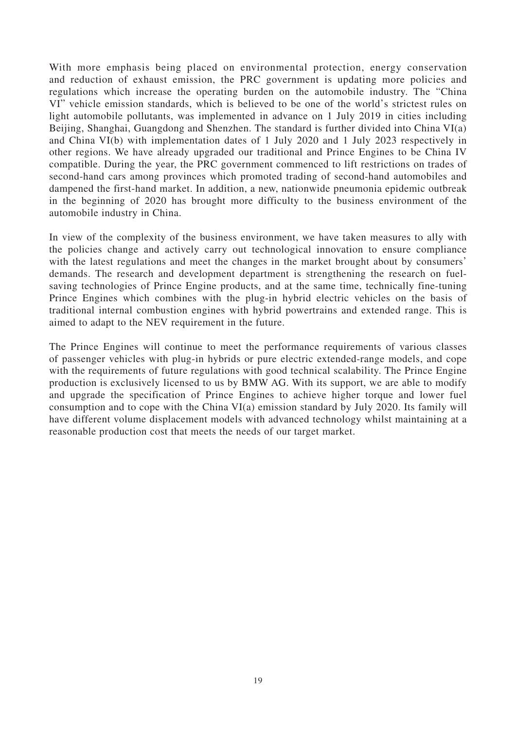With more emphasis being placed on environmental protection, energy conservation and reduction of exhaust emission, the PRC government is updating more policies and regulations which increase the operating burden on the automobile industry. The "China VI" vehicle emission standards, which is believed to be one of the world's strictest rules on light automobile pollutants, was implemented in advance on 1 July 2019 in cities including Beijing, Shanghai, Guangdong and Shenzhen. The standard is further divided into China VI(a) and China VI(b) with implementation dates of 1 July 2020 and 1 July 2023 respectively in other regions. We have already upgraded our traditional and Prince Engines to be China IV compatible. During the year, the PRC government commenced to lift restrictions on trades of second-hand cars among provinces which promoted trading of second-hand automobiles and dampened the first-hand market. In addition, a new, nationwide pneumonia epidemic outbreak in the beginning of 2020 has brought more difficulty to the business environment of the automobile industry in China.

In view of the complexity of the business environment, we have taken measures to ally with the policies change and actively carry out technological innovation to ensure compliance with the latest regulations and meet the changes in the market brought about by consumers' demands. The research and development department is strengthening the research on fuel-saving technologies of Prince Engine products, and at the same time, technically fine-tuning Prince Engines which combines with the plug-in hybrid electric vehicles on the basis of traditional internal combustion engines with hybrid powertrains and extended range. This is aimed to adapt to the NEV requirement in the future.

The Prince Engines will continue to meet the performance requirements of various classes of passenger vehicles with plug-in hybrids or pure electric extended-range models, and cope with the requirements of future regulations with good technical scalability. The Prince Engine production is exclusively licensed to us by BMW AG. With its support, we are able to modify and upgrade the specification of Prince Engines to achieve higher torque and lower fuel consumption and to cope with the China VI(a) emission standard by July 2020. Its family will have different volume displacement models with advanced technology whilst maintaining at a reasonable production cost that meets the needs of our target market.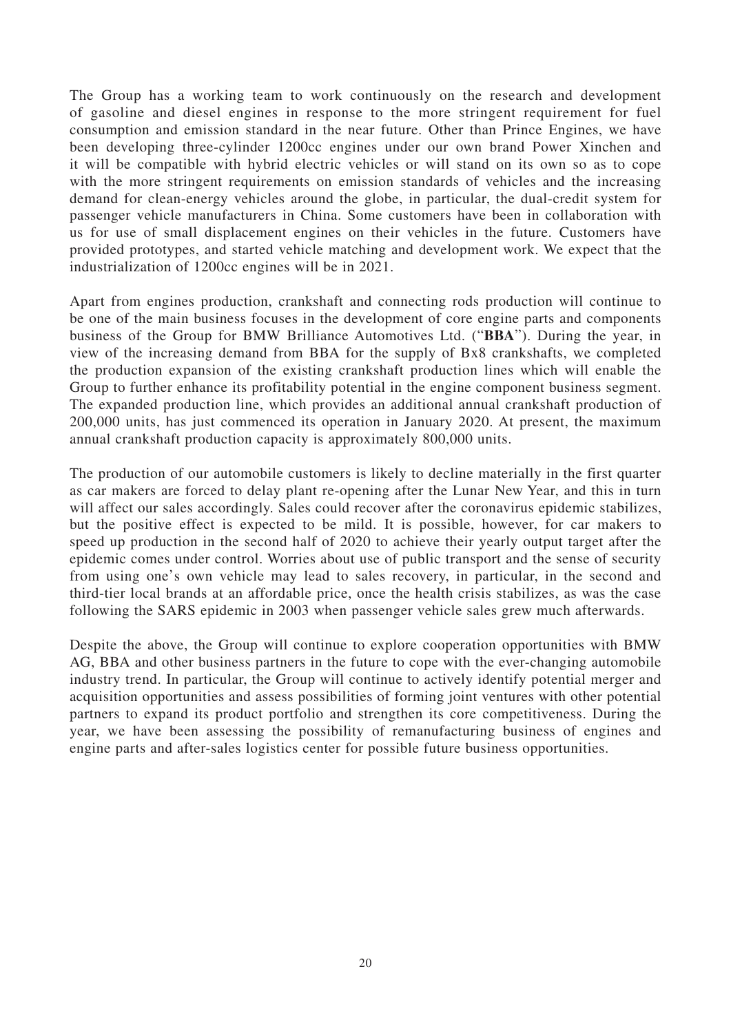The Group has a working team to work continuously on the research and development of gasoline and diesel engines in response to the more stringent requirement for fuel consumption and emission standard in the near future. Other than Prince Engines, we have been developing three-cylinder 1200cc engines under our own brand Power Xinchen and it will be compatible with hybrid electric vehicles or will stand on its own so as to cope with the more stringent requirements on emission standards of vehicles and the increasing demand for clean-energy vehicles around the globe, in particular, the dual-credit system for passenger vehicle manufacturers in China. Some customers have been in collaboration with us for use of small displacement engines on their vehicles in the future. Customers have provided prototypes, and started vehicle matching and development work. We expect that the industrialization of 1200cc engines will be in 2021.

Apart from engines production, crankshaft and connecting rods production will continue to be one of the main business focuses in the development of core engine parts and components business of the Group for BMW Brilliance Automotives Ltd. ("**BBA**"). During the year, in view of the increasing demand from BBA for the supply of Bx8 crankshafts, we completed the production expansion of the existing crankshaft production lines which will enable the Group to further enhance its profitability potential in the engine component business segment. The expanded production line, which provides an additional annual crankshaft production of 200,000 units, has just commenced its operation in January 2020. At present, the maximum annual crankshaft production capacity is approximately 800,000 units.

The production of our automobile customers is likely to decline materially in the first quarter as car makers are forced to delay plant re-opening after the Lunar New Year, and this in turn will affect our sales accordingly. Sales could recover after the coronavirus epidemic stabilizes, but the positive effect is expected to be mild. It is possible, however, for car makers to speed up production in the second half of 2020 to achieve their yearly output target after the epidemic comes under control. Worries about use of public transport and the sense of security from using one's own vehicle may lead to sales recovery, in particular, in the second and third-tier local brands at an affordable price, once the health crisis stabilizes, as was the case following the SARS epidemic in 2003 when passenger vehicle sales grew much afterwards.

Despite the above, the Group will continue to explore cooperation opportunities with BMW AG, BBA and other business partners in the future to cope with the ever-changing automobile industry trend. In particular, the Group will continue to actively identify potential merger and acquisition opportunities and assess possibilities of forming joint ventures with other potential partners to expand its product portfolio and strengthen its core competitiveness. During the year, we have been assessing the possibility of remanufacturing business of engines and engine parts and after-sales logistics center for possible future business opportunities.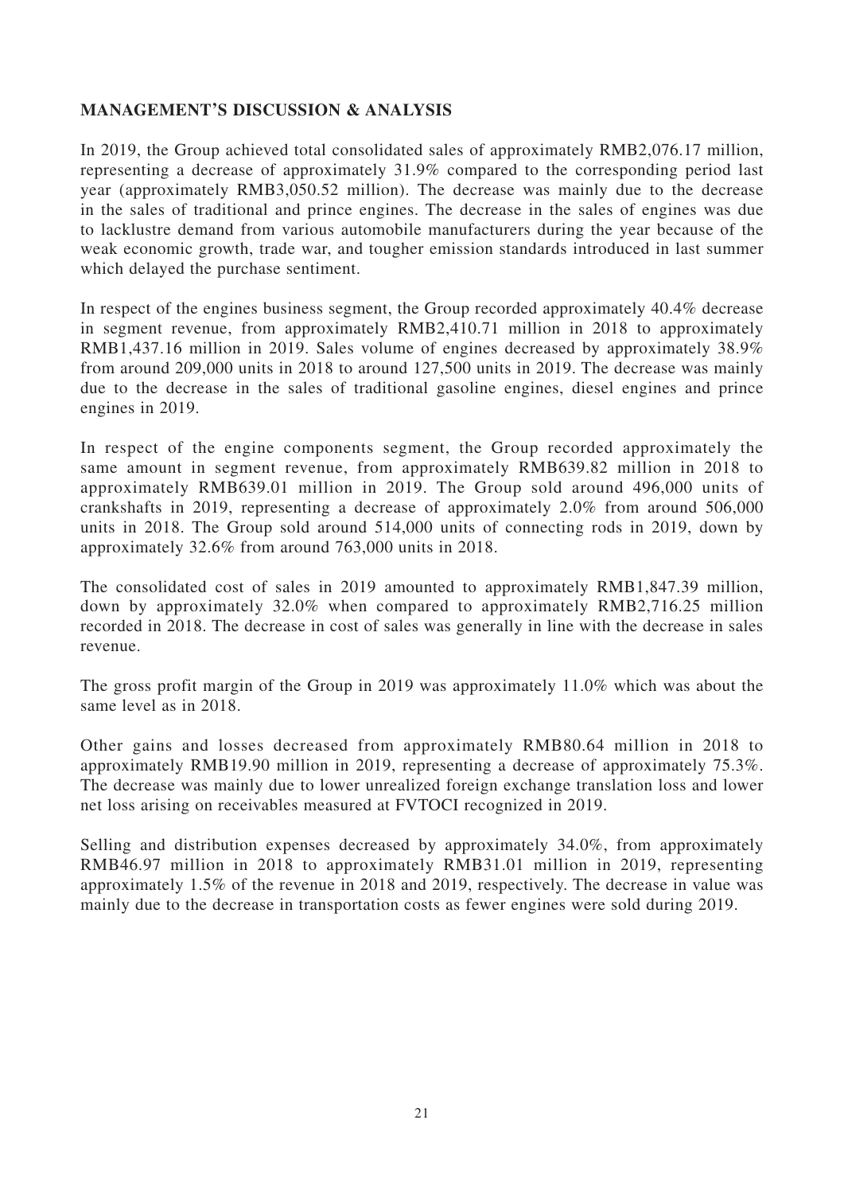**MANAGEMENT'S DISCUSSION & ANALYSIS**

In 2019, the Group achieved total consolidated sales of approximately RMB2,076.17 million, representing a decrease of approximately 31.9% compared to the corresponding period last year (approximately RMB3,050.52 million). The decrease was mainly due to the decrease in the sales of traditional and prince engines. The decrease in the sales of engines was due to lacklustre demand from various automobile manufacturers during the year because of the weak economic growth, trade war, and tougher emission standards introduced in last summer which delayed the purchase sentiment.

In respect of the engines business segment, the Group recorded approximately 40.4% decrease in segment revenue, from approximately RMB2,410.71 million in 2018 to approximately RMB1,437.16 million in 2019. Sales volume of engines decreased by approximately 38.9% from around 209,000 units in 2018 to around 127,500 units in 2019. The decrease was mainly due to the decrease in the sales of traditional gasoline engines, diesel engines and prince engines in 2019.

In respect of the engine components segment, the Group recorded approximately the same amount in segment revenue, from approximately RMB639.82 million in 2018 to approximately RMB639.01 million in 2019. The Group sold around 496,000 units of crankshafts in 2019, representing a decrease of approximately 2.0% from around 506,000 units in 2018. The Group sold around 514,000 units of connecting rods in 2019, down by approximately 32.6% from around 763,000 units in 2018.

The consolidated cost of sales in 2019 amounted to approximately RMB1,847.39 million, down by approximately 32.0% when compared to approximately RMB2,716.25 million recorded in 2018. The decrease in cost of sales was generally in line with the decrease in sales revenue.

The gross profit margin of the Group in 2019 was approximately 11.0% which was about the same level as in 2018.

Other gains and losses decreased from approximately RMB80.64 million in 2018 to approximately RMB19.90 million in 2019, representing a decrease of approximately 75.3%. The decrease was mainly due to lower unrealized foreign exchange translation loss and lower net loss arising on receivables measured at FVTOCI recognized in 2019.

Selling and distribution expenses decreased by approximately 34.0%, from approximately RMB46.97 million in 2018 to approximately RMB31.01 million in 2019, representing approximately 1.5% of the revenue in 2018 and 2019, respectively. The decrease in value was mainly due to the decrease in transportation costs as fewer engines were sold during 2019.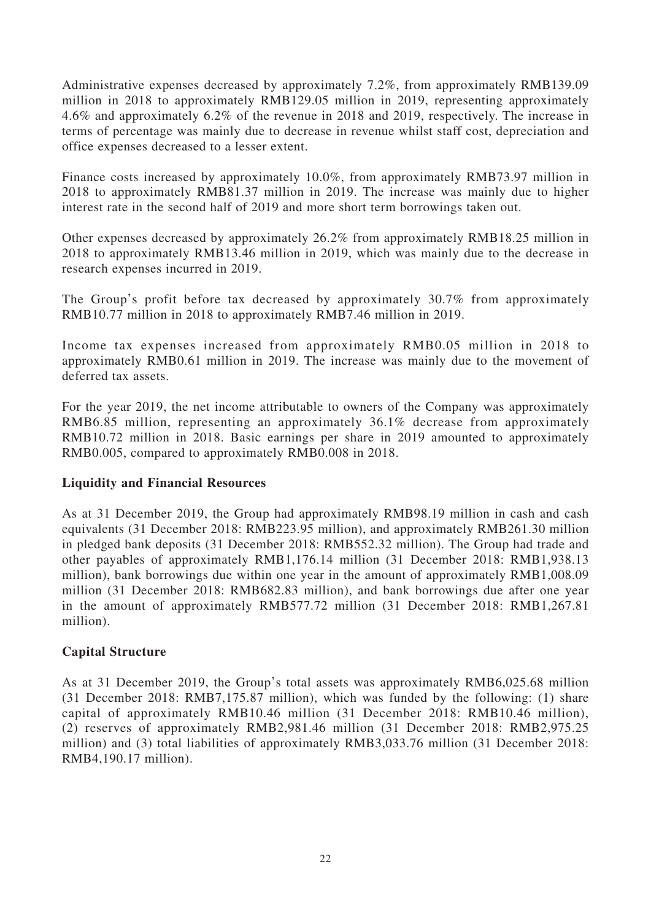Administrative expenses decreased by approximately 7.2%, from approximately RMB139.09 million in 2018 to approximately RMB129.05 million in 2019, representing approximately 4.6% and approximately 6.2% of the revenue in 2018 and 2019, respectively. The increase in terms of percentage was mainly due to decrease in revenue whilst staff cost, depreciation and office expenses decreased to a lesser extent.

Finance costs increased by approximately 10.0%, from approximately RMB73.97 million in 2018 to approximately RMB81.37 million in 2019. The increase was mainly due to higher interest rate in the second half of 2019 and more short term borrowings taken out.

Other expenses decreased by approximately 26.2% from approximately RMB18.25 million in 2018 to approximately RMB13.46 million in 2019, which was mainly due to the decrease in research expenses incurred in 2019.

The Group's profit before tax decreased by approximately 30.7% from approximately RMB10.77 million in 2018 to approximately RMB7.46 million in 2019.

Income tax expenses increased from approximately RMB0.05 million in 2018 to approximately RMB0.61 million in 2019. The increase was mainly due to the movement of deferred tax assets.

For the year 2019, the net income attributable to owners of the Company was approximately RMB6.85 million, representing an approximately 36.1% decrease from approximately RMB10.72 million in 2018. Basic earnings per share in 2019 amounted to approximately RMB0.005, compared to approximately RMB0.008 in 2018.

**Liquidity and Financial Resources**

As at 31 December 2019, the Group had approximately RMB98.19 million in cash and cash equivalents (31 December 2018: RMB223.95 million), and approximately RMB261.30 million in pledged bank deposits (31 December 2018: RMB552.32 million). The Group had trade and other payables of approximately RMB1,176.14 million (31 December 2018: RMB1,938.13 million), bank borrowings due within one year in the amount of approximately RMB1,008.09 million (31 December 2018: RMB682.83 million), and bank borrowings due after one year in the amount of approximately RMB577.72 million (31 December 2018: RMB1,267.81 million).

**Capital Structure**

As at 31 December 2019, the Group's total assets was approximately RMB6,025.68 million (31 December 2018: RMB7,175.87 million), which was funded by the following: (1) share capital of approximately RMB10.46 million (31 December 2018: RMB10.46 million), (2) reserves of approximately RMB2,981.46 million (31 December 2018: RMB2,975.25 million) and (3) total liabilities of approximately RMB3,033.76 million (31 December 2018: RMB4,190.17 million).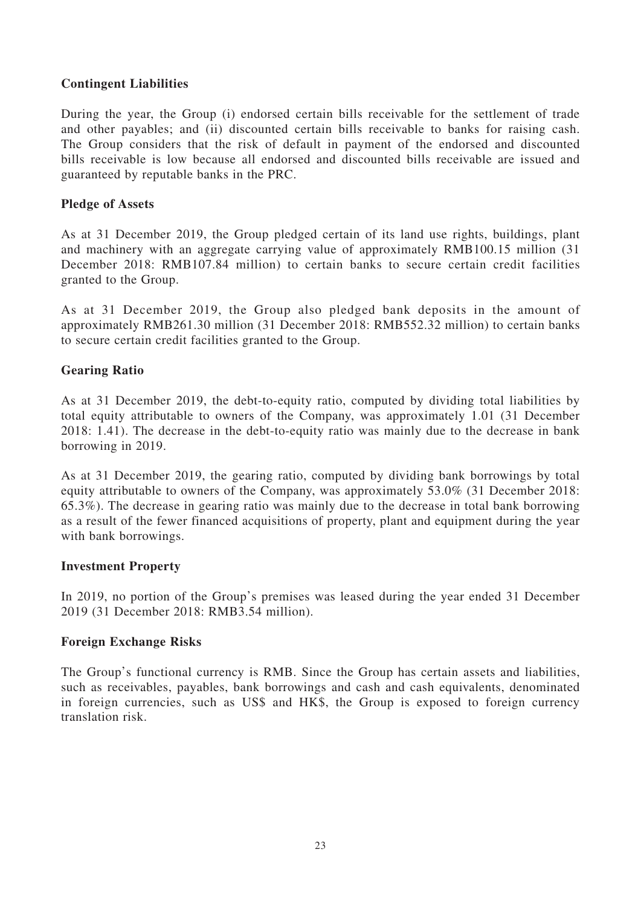**Contingent Liabilities**

During the year, the Group (i) endorsed certain bills receivable for the settlement of trade and other payables; and (ii) discounted certain bills receivable to banks for raising cash. The Group considers that the risk of default in payment of the endorsed and discounted bills receivable is low because all endorsed and discounted bills receivable are issued and guaranteed by reputable banks in the PRC.

**Pledge of Assets**

As at 31 December 2019, the Group pledged certain of its land use rights, buildings, plant and machinery with an aggregate carrying value of approximately RMB100.15 million (31 December 2018: RMB107.84 million) to certain banks to secure certain credit facilities granted to the Group.

As at 31 December 2019, the Group also pledged bank deposits in the amount of approximately RMB261.30 million (31 December 2018: RMB552.32 million) to certain banks to secure certain credit facilities granted to the Group.

**Gearing Ratio**

As at 31 December 2019, the debt-to-equity ratio, computed by dividing total liabilities by total equity attributable to owners of the Company, was approximately 1.01 (31 December 2018: 1.41). The decrease in the debt-to-equity ratio was mainly due to the decrease in bank borrowing in 2019.

As at 31 December 2019, the gearing ratio, computed by dividing bank borrowings by total equity attributable to owners of the Company, was approximately 53.0% (31 December 2018: 65.3%). The decrease in gearing ratio was mainly due to the decrease in total bank borrowing as a result of the fewer financed acquisitions of property, plant and equipment during the year with bank borrowings.

**Investment Property**

In 2019, no portion of the Group's premises was leased during the year ended 31 December 2019 (31 December 2018: RMB3.54 million).

**Foreign Exchange Risks**

The Group's functional currency is RMB. Since the Group has certain assets and liabilities, such as receivables, payables, bank borrowings and cash and cash equivalents, denominated in foreign currencies, such as US$ and HK$, the Group is exposed to foreign currency translation risk.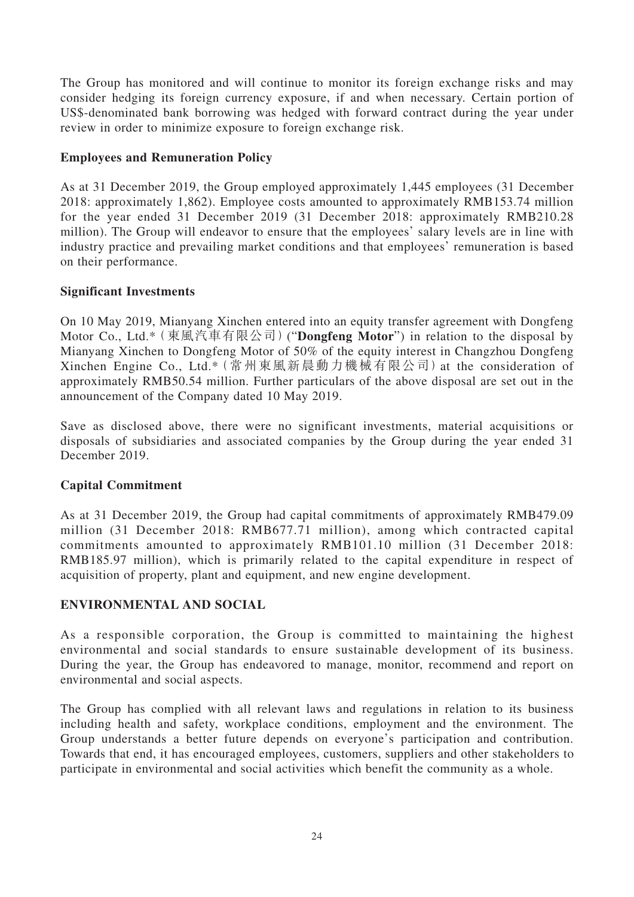The Group has monitored and will continue to monitor its foreign exchange risks and may consider hedging its foreign currency exposure, if and when necessary. Certain portion of US$-denominated bank borrowing was hedged with forward contract during the year under review in order to minimize exposure to foreign exchange risk.

### Employees and Remuneration Policy

As at 31 December 2019, the Group employed approximately 1,445 employees (31 December 2018: approximately 1,862). Employee costs amounted to approximately RMB153.74 million for the year ended 31 December 2019 (31 December 2018: approximately RMB210.28 million). The Group will endeavor to ensure that the employees' salary levels are in line with industry practice and prevailing market conditions and that employees' remuneration is based on their performance.

### Significant Investments

On 10 May 2019, Mianyang Xinchen entered into an equity transfer agreement with Dongfeng Motor Co., Ltd.*（東風汽車有限公司）("**Dongfeng Motor**") in relation to the disposal by Mianyang Xinchen to Dongfeng Motor of 50% of the equity interest in Changzhou Dongfeng Xinchen Engine Co., Ltd.*（常州東風新晨動力機械有限公司）at the consideration of approximately RMB50.54 million. Further particulars of the above disposal are set out in the announcement of the Company dated 10 May 2019.

Save as disclosed above, there were no significant investments, material acquisitions or disposals of subsidiaries and associated companies by the Group during the year ended 31 December 2019.

### Capital Commitment

As at 31 December 2019, the Group had capital commitments of approximately RMB479.09 million (31 December 2018: RMB677.71 million), among which contracted capital commitments amounted to approximately RMB101.10 million (31 December 2018: RMB185.97 million), which is primarily related to the capital expenditure in respect of acquisition of property, plant and equipment, and new engine development.

## ENVIRONMENTAL AND SOCIAL

As a responsible corporation, the Group is committed to maintaining the highest environmental and social standards to ensure sustainable development of its business. During the year, the Group has endeavored to manage, monitor, recommend and report on environmental and social aspects.

The Group has complied with all relevant laws and regulations in relation to its business including health and safety, workplace conditions, employment and the environment. The Group understands a better future depends on everyone's participation and contribution. Towards that end, it has encouraged employees, customers, suppliers and other stakeholders to participate in environmental and social activities which benefit the community as a whole.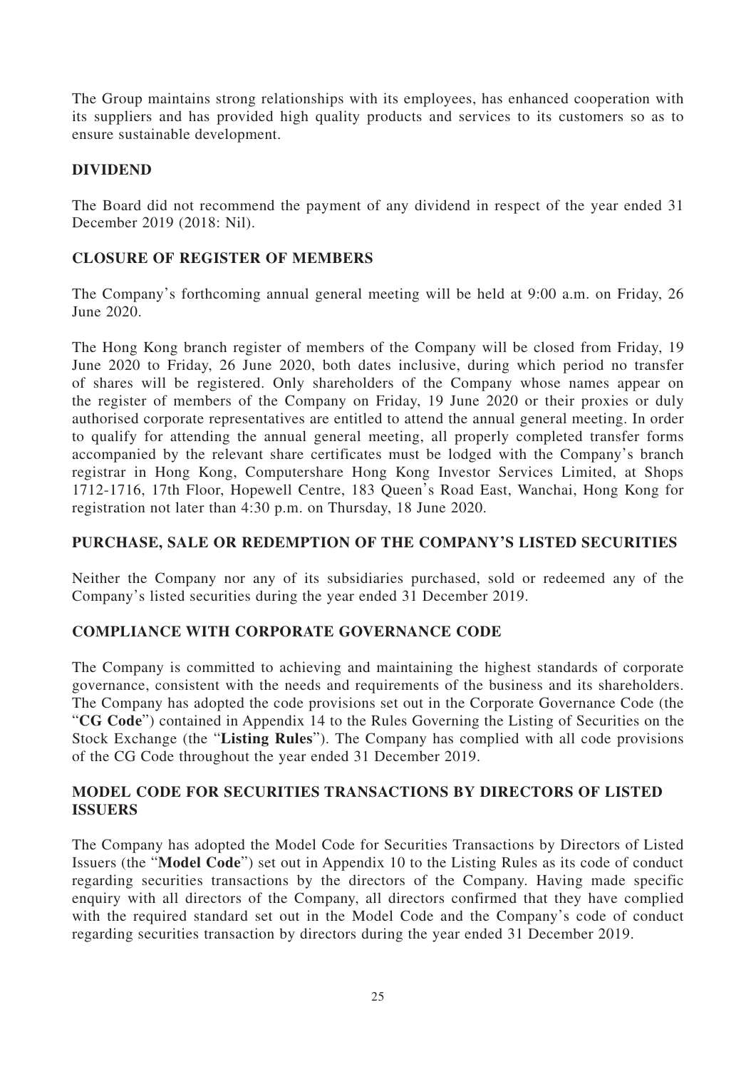The Group maintains strong relationships with its employees, has enhanced cooperation with its suppliers and has provided high quality products and services to its customers so as to ensure sustainable development.

## DIVIDEND

The Board did not recommend the payment of any dividend in respect of the year ended 31 December 2019 (2018: Nil).

## CLOSURE OF REGISTER OF MEMBERS

The Company's forthcoming annual general meeting will be held at 9:00 a.m. on Friday, 26 June 2020.

The Hong Kong branch register of members of the Company will be closed from Friday, 19 June 2020 to Friday, 26 June 2020, both dates inclusive, during which period no transfer of shares will be registered. Only shareholders of the Company whose names appear on the register of members of the Company on Friday, 19 June 2020 or their proxies or duly authorised corporate representatives are entitled to attend the annual general meeting. In order to qualify for attending the annual general meeting, all properly completed transfer forms accompanied by the relevant share certificates must be lodged with the Company's branch registrar in Hong Kong, Computershare Hong Kong Investor Services Limited, at Shops 1712-1716, 17th Floor, Hopewell Centre, 183 Queen's Road East, Wanchai, Hong Kong for registration not later than 4:30 p.m. on Thursday, 18 June 2020.

## PURCHASE, SALE OR REDEMPTION OF THE COMPANY'S LISTED SECURITIES

Neither the Company nor any of its subsidiaries purchased, sold or redeemed any of the Company's listed securities during the year ended 31 December 2019.

## COMPLIANCE WITH CORPORATE GOVERNANCE CODE

The Company is committed to achieving and maintaining the highest standards of corporate governance, consistent with the needs and requirements of the business and its shareholders. The Company has adopted the code provisions set out in the Corporate Governance Code (the "**CG Code**") contained in Appendix 14 to the Rules Governing the Listing of Securities on the Stock Exchange (the "**Listing Rules**"). The Company has complied with all code provisions of the CG Code throughout the year ended 31 December 2019.

## MODEL CODE FOR SECURITIES TRANSACTIONS BY DIRECTORS OF LISTED ISSUERS

The Company has adopted the Model Code for Securities Transactions by Directors of Listed Issuers (the "**Model Code**") set out in Appendix 10 to the Listing Rules as its code of conduct regarding securities transactions by the directors of the Company. Having made specific enquiry with all directors of the Company, all directors confirmed that they have complied with the required standard set out in the Model Code and the Company's code of conduct regarding securities transaction by directors during the year ended 31 December 2019.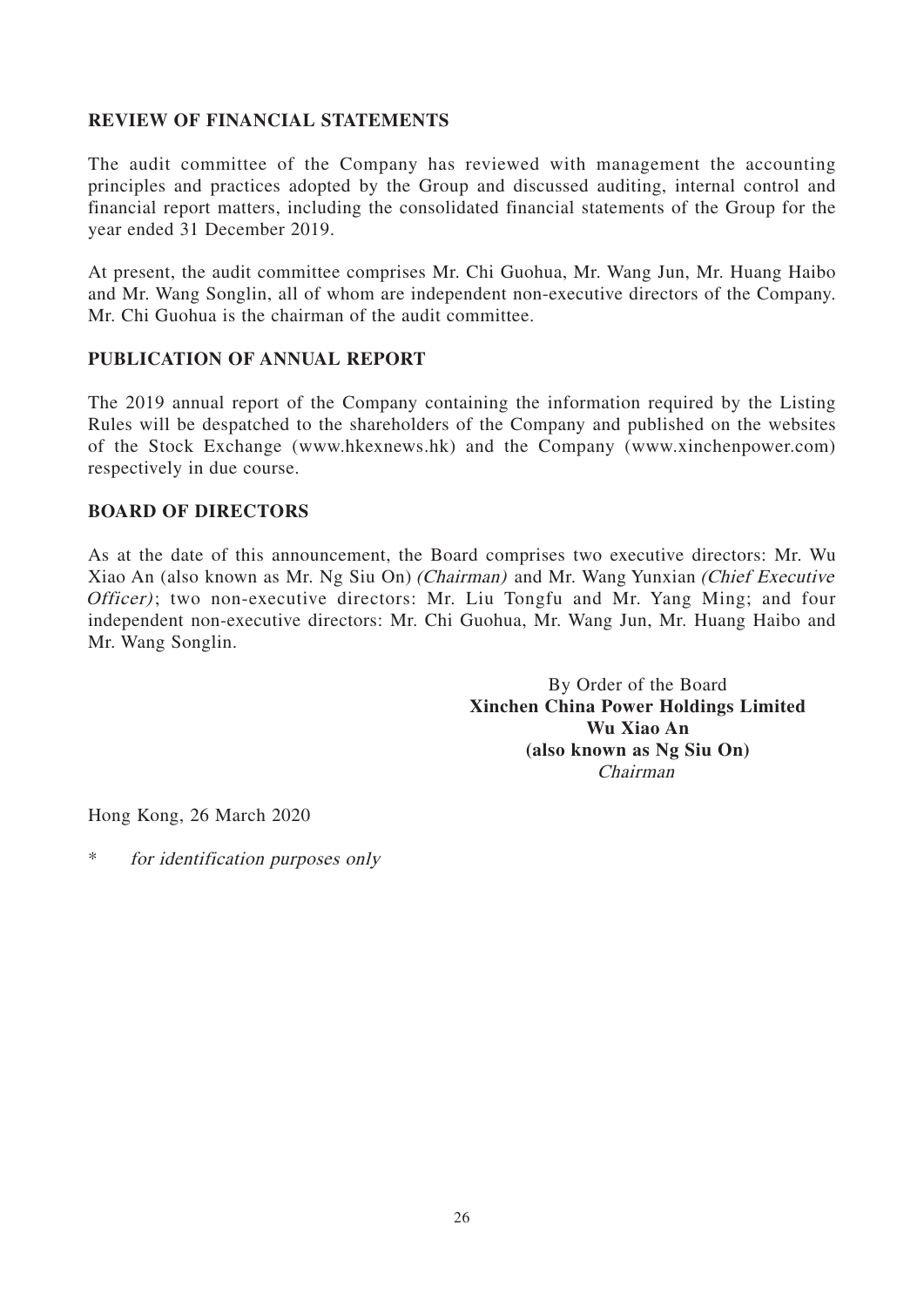## REVIEW OF FINANCIAL STATEMENTS

The audit committee of the Company has reviewed with management the accounting principles and practices adopted by the Group and discussed auditing, internal control and financial report matters, including the consolidated financial statements of the Group for the year ended 31 December 2019.

At present, the audit committee comprises Mr. Chi Guohua, Mr. Wang Jun, Mr. Huang Haibo and Mr. Wang Songlin, all of whom are independent non-executive directors of the Company. Mr. Chi Guohua is the chairman of the audit committee.

## PUBLICATION OF ANNUAL REPORT

The 2019 annual report of the Company containing the information required by the Listing Rules will be despatched to the shareholders of the Company and published on the websites of the Stock Exchange (www.hkexnews.hk) and the Company (www.xinchenpower.com) respectively in due course.

## BOARD OF DIRECTORS

As at the date of this announcement, the Board comprises two executive directors: Mr. Wu Xiao An (also known as Mr. Ng Siu On) *(Chairman)* and Mr. Wang Yunxian *(Chief Executive Officer)*; two non-executive directors: Mr. Liu Tongfu and Mr. Yang Ming; and four independent non-executive directors: Mr. Chi Guohua, Mr. Wang Jun, Mr. Huang Haibo and Mr. Wang Songlin.

By Order of the Board
**Xinchen China Power Holdings Limited**
**Wu Xiao An**
**(also known as Ng Siu On)**
*Chairman*

Hong Kong, 26 March 2020

\* *for identification purposes only*